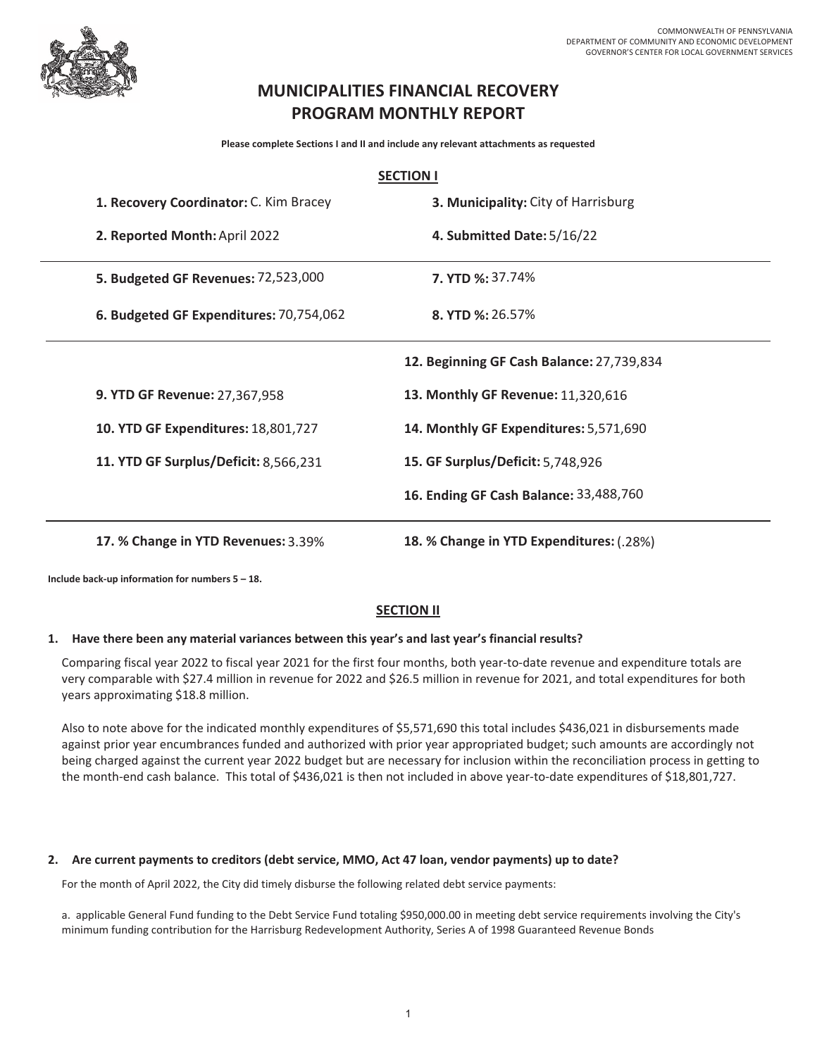COMMONWEALTH OF PENNSYLVANIA
DEPARTMENT OF COMMUNITY AND ECONOMIC DEVELOPMENT
GOVERNOR'S CENTER FOR LOCAL GOVERNMENT SERVICES

# MUNICIPALITIES FINANCIAL RECOVERY PROGRAM MONTHLY REPORT

**Please complete Sections I and II and include any relevant attachments as requested**

## SECTION I

**1. Recovery Coordinator:** C. Kim Bracey

**3. Municipality:** City of Harrisburg

**2. Reported Month:** April 2022

**4. Submitted Date:** 5/16/22

---

**5. Budgeted GF Revenues:** 72,523,000

**7. YTD %:** 37.74%

**6. Budgeted GF Expenditures:** 70,754,062

**8. YTD %:** 26.57%

---

**9. YTD GF Revenue:** 27,367,958

**10. YTD GF Expenditures:** 18,801,727

**11. YTD GF Surplus/Deficit:** 8,566,231

**12. Beginning GF Cash Balance:** 27,739,834

**13. Monthly GF Revenue:** 11,320,616

**14. Monthly GF Expenditures:** 5,571,690

**15. GF Surplus/Deficit:** 5,748,926

**16. Ending GF Cash Balance:** 33,488,760

---

**17. % Change in YTD Revenues:** 3.39%

**18. % Change in YTD Expenditures:** (.28%)

**Include back-up information for numbers 5 – 18.**

## SECTION II

**1. Have there been any material variances between this year's and last year's financial results?**

Comparing fiscal year 2022 to fiscal year 2021 for the first four months, both year-to-date revenue and expenditure totals are very comparable with $27.4 million in revenue for 2022 and $26.5 million in revenue for 2021, and total expenditures for both years approximating $18.8 million.

Also to note above for the indicated monthly expenditures of $5,571,690 this total includes $436,021 in disbursements made against prior year encumbrances funded and authorized with prior year appropriated budget; such amounts are accordingly not being charged against the current year 2022 budget but are necessary for inclusion within the reconciliation process in getting to the month-end cash balance. This total of $436,021 is then not included in above year-to-date expenditures of $18,801,727.

**2. Are current payments to creditors (debt service, MMO, Act 47 loan, vendor payments) up to date?**

For the month of April 2022, the City did timely disburse the following related debt service payments:

a. applicable General Fund funding to the Debt Service Fund totaling $950,000.00 in meeting debt service requirements involving the City's minimum funding contribution for the Harrisburg Redevelopment Authority, Series A of 1998 Guaranteed Revenue Bonds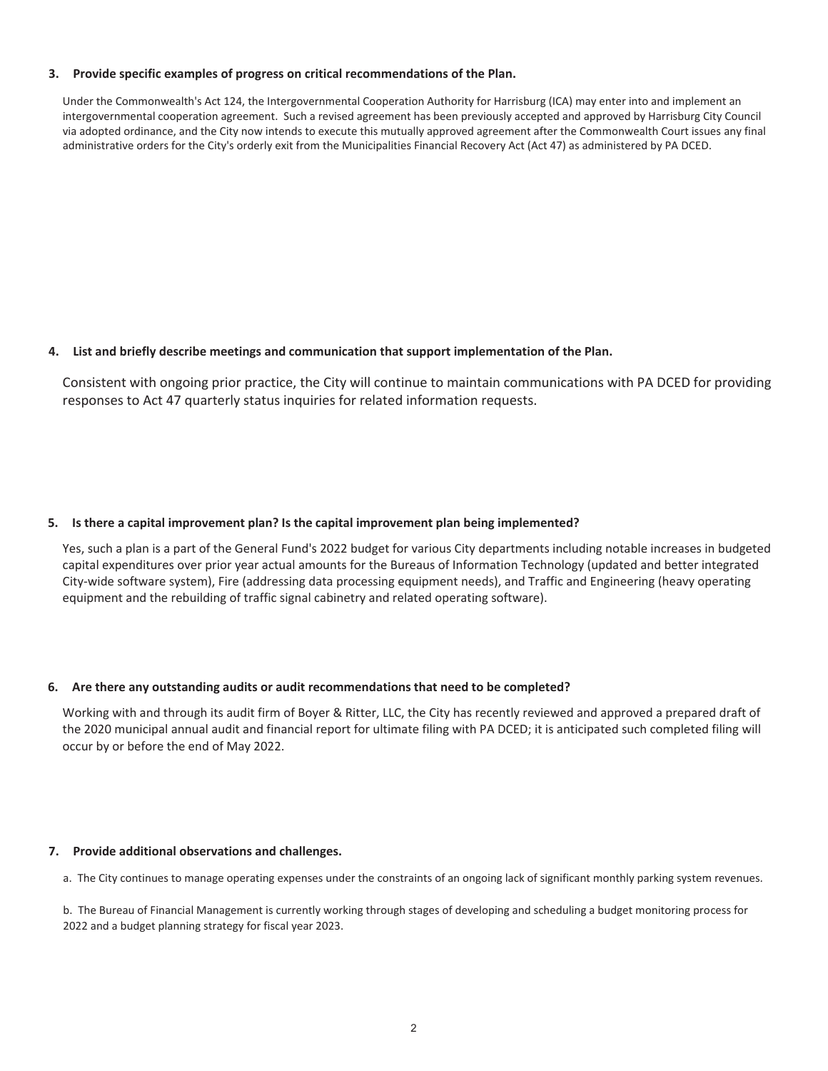**3. Provide specific examples of progress on critical recommendations of the Plan.**

Under the Commonwealth's Act 124, the Intergovernmental Cooperation Authority for Harrisburg (ICA) may enter into and implement an intergovernmental cooperation agreement. Such a revised agreement has been previously accepted and approved by Harrisburg City Council via adopted ordinance, and the City now intends to execute this mutually approved agreement after the Commonwealth Court issues any final administrative orders for the City's orderly exit from the Municipalities Financial Recovery Act (Act 47) as administered by PA DCED.

**4. List and briefly describe meetings and communication that support implementation of the Plan.**

Consistent with ongoing prior practice, the City will continue to maintain communications with PA DCED for providing responses to Act 47 quarterly status inquiries for related information requests.

**5. Is there a capital improvement plan? Is the capital improvement plan being implemented?**

Yes, such a plan is a part of the General Fund's 2022 budget for various City departments including notable increases in budgeted capital expenditures over prior year actual amounts for the Bureaus of Information Technology (updated and better integrated City-wide software system), Fire (addressing data processing equipment needs), and Traffic and Engineering (heavy operating equipment and the rebuilding of traffic signal cabinetry and related operating software).

**6. Are there any outstanding audits or audit recommendations that need to be completed?**

Working with and through its audit firm of Boyer & Ritter, LLC, the City has recently reviewed and approved a prepared draft of the 2020 municipal annual audit and financial report for ultimate filing with PA DCED; it is anticipated such completed filing will occur by or before the end of May 2022.

**7. Provide additional observations and challenges.**

a. The City continues to manage operating expenses under the constraints of an ongoing lack of significant monthly parking system revenues.

b. The Bureau of Financial Management is currently working through stages of developing and scheduling a budget monitoring process for 2022 and a budget planning strategy for fiscal year 2023.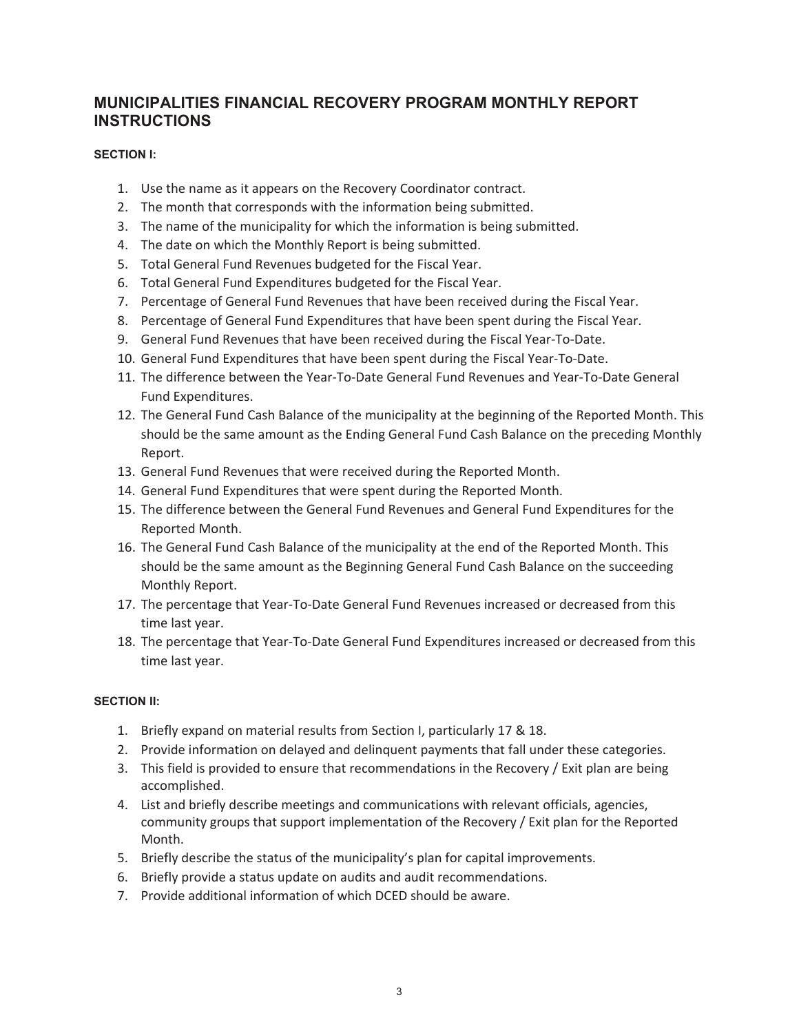# MUNICIPALITIES FINANCIAL RECOVERY PROGRAM MONTHLY REPORT INSTRUCTIONS

### SECTION I:

1. Use the name as it appears on the Recovery Coordinator contract.
2. The month that corresponds with the information being submitted.
3. The name of the municipality for which the information is being submitted.
4. The date on which the Monthly Report is being submitted.
5. Total General Fund Revenues budgeted for the Fiscal Year.
6. Total General Fund Expenditures budgeted for the Fiscal Year.
7. Percentage of General Fund Revenues that have been received during the Fiscal Year.
8. Percentage of General Fund Expenditures that have been spent during the Fiscal Year.
9. General Fund Revenues that have been received during the Fiscal Year-To-Date.
10. General Fund Expenditures that have been spent during the Fiscal Year-To-Date.
11. The difference between the Year-To-Date General Fund Revenues and Year-To-Date General Fund Expenditures.
12. The General Fund Cash Balance of the municipality at the beginning of the Reported Month. This should be the same amount as the Ending General Fund Cash Balance on the preceding Monthly Report.
13. General Fund Revenues that were received during the Reported Month.
14. General Fund Expenditures that were spent during the Reported Month.
15. The difference between the General Fund Revenues and General Fund Expenditures for the Reported Month.
16. The General Fund Cash Balance of the municipality at the end of the Reported Month. This should be the same amount as the Beginning General Fund Cash Balance on the succeeding Monthly Report.
17. The percentage that Year-To-Date General Fund Revenues increased or decreased from this time last year.
18. The percentage that Year-To-Date General Fund Expenditures increased or decreased from this time last year.

### SECTION II:

1. Briefly expand on material results from Section I, particularly 17 & 18.
2. Provide information on delayed and delinquent payments that fall under these categories.
3. This field is provided to ensure that recommendations in the Recovery / Exit plan are being accomplished.
4. List and briefly describe meetings and communications with relevant officials, agencies, community groups that support implementation of the Recovery / Exit plan for the Reported Month.
5. Briefly describe the status of the municipality's plan for capital improvements.
6. Briefly provide a status update on audits and audit recommendations.
7. Provide additional information of which DCED should be aware.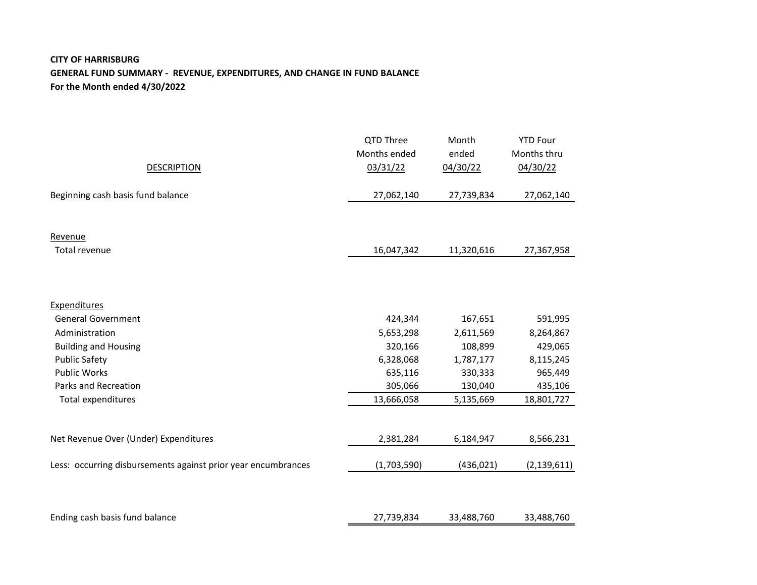**CITY OF HARRISBURG**

**GENERAL FUND SUMMARY - REVENUE, EXPENDITURES, AND CHANGE IN FUND BALANCE**

**For the Month ended 4/30/2022**

| DESCRIPTION | QTD Three Months ended 03/31/22 | Month ended 04/30/22 | YTD Four Months thru 04/30/22 |
|---|---|---|---|
| Beginning cash basis fund balance | 27,062,140 | 27,739,834 | 27,062,140 |
| Revenue | | | |
| Total revenue | 16,047,342 | 11,320,616 | 27,367,958 |
| Expenditures | | | |
| General Government | 424,344 | 167,651 | 591,995 |
| Administration | 5,653,298 | 2,611,569 | 8,264,867 |
| Building and Housing | 320,166 | 108,899 | 429,065 |
| Public Safety | 6,328,068 | 1,787,177 | 8,115,245 |
| Public Works | 635,116 | 330,333 | 965,449 |
| Parks and Recreation | 305,066 | 130,040 | 435,106 |
| Total expenditures | 13,666,058 | 5,135,669 | 18,801,727 |
| Net Revenue Over (Under) Expenditures | 2,381,284 | 6,184,947 | 8,566,231 |
| Less: occurring disbursements against prior year encumbrances | (1,703,590) | (436,021) | (2,139,611) |
| Ending cash basis fund balance | 27,739,834 | 33,488,760 | 33,488,760 |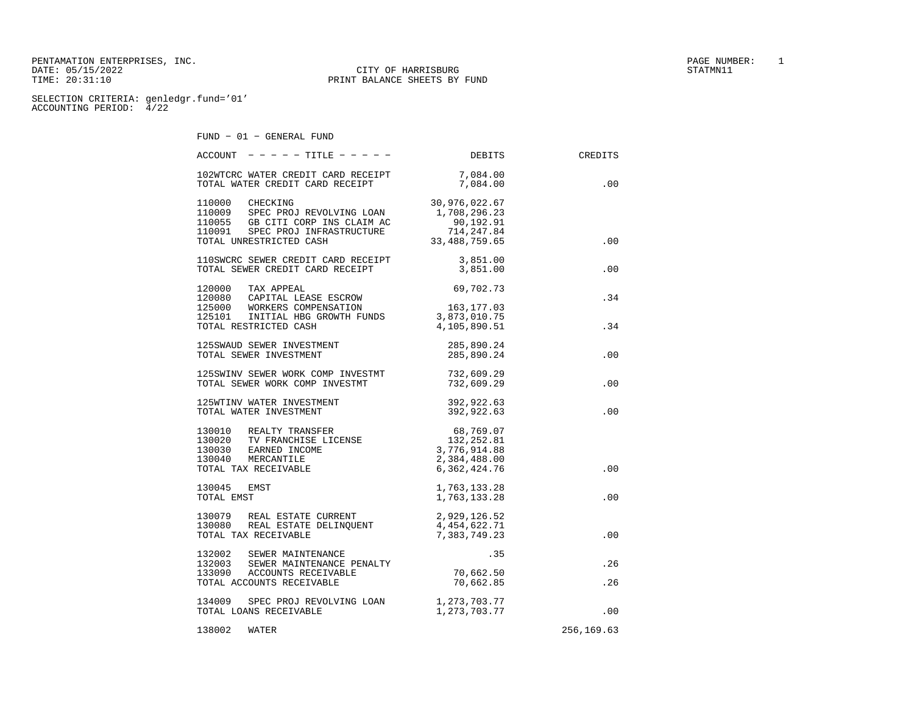PENTAMATION ENTERPRISES, INC.
DATE: 05/15/2022
TIME: 20:31:10

CITY OF HARRISBURG
PRINT BALANCE SHEETS BY FUND

PAGE NUMBER: 1
STATMN11

SELECTION CRITERIA: genledgr.fund='01'
ACCOUNTING PERIOD: 4/22

FUND - 01 - GENERAL FUND

| ACCOUNT - - - - - TITLE - - - - - | DEBITS | CREDITS |
|---|---|---|
| 102WTCRC WATER CREDIT CARD RECEIPT | 7,084.00 | |
| TOTAL WATER CREDIT CARD RECEIPT | 7,084.00 | .00 |
| 110000 CHECKING | 30,976,022.67 | |
| 110009 SPEC PROJ REVOLVING LOAN | 1,708,296.23 | |
| 110055 GB CITI CORP INS CLAIM AC | 90,192.91 | |
| 110091 SPEC PROJ INFRASTRUCTURE | 714,247.84 | |
| TOTAL UNRESTRICTED CASH | 33,488,759.65 | .00 |
| 110SWCRC SEWER CREDIT CARD RECEIPT | 3,851.00 | |
| TOTAL SEWER CREDIT CARD RECEIPT | 3,851.00 | .00 |
| 120000 TAX APPEAL | 69,702.73 | |
| 120080 CAPITAL LEASE ESCROW | | .34 |
| 125000 WORKERS COMPENSATION | 163,177.03 | |
| 125101 INITIAL HBG GROWTH FUNDS | 3,873,010.75 | |
| TOTAL RESTRICTED CASH | 4,105,890.51 | .34 |
| 125SWAUD SEWER INVESTMENT | 285,890.24 | |
| TOTAL SEWER INVESTMENT | 285,890.24 | .00 |
| 125SWINV SEWER WORK COMP INVESTMT | 732,609.29 | |
| TOTAL SEWER WORK COMP INVESTMT | 732,609.29 | .00 |
| 125WTINV WATER INVESTMENT | 392,922.63 | |
| TOTAL WATER INVESTMENT | 392,922.63 | .00 |
| 130010 REALTY TRANSFER | 68,769.07 | |
| 130020 TV FRANCHISE LICENSE | 132,252.81 | |
| 130030 EARNED INCOME | 3,776,914.88 | |
| 130040 MERCANTILE | 2,384,488.00 | |
| TOTAL TAX RECEIVABLE | 6,362,424.76 | .00 |
| 130045 EMST | 1,763,133.28 | |
| TOTAL EMST | 1,763,133.28 | .00 |
| 130079 REAL ESTATE CURRENT | 2,929,126.52 | |
| 130080 REAL ESTATE DELINQUENT | 4,454,622.71 | |
| TOTAL TAX RECEIVABLE | 7,383,749.23 | .00 |
| 132002 SEWER MAINTENANCE | .35 | |
| 132003 SEWER MAINTENANCE PENALTY | | .26 |
| 133090 ACCOUNTS RECEIVABLE | 70,662.50 | |
| TOTAL ACCOUNTS RECEIVABLE | 70,662.85 | .26 |
| 134009 SPEC PROJ REVOLVING LOAN | 1,273,703.77 | |
| TOTAL LOANS RECEIVABLE | 1,273,703.77 | .00 |
| 138002 WATER | | 256,169.63 |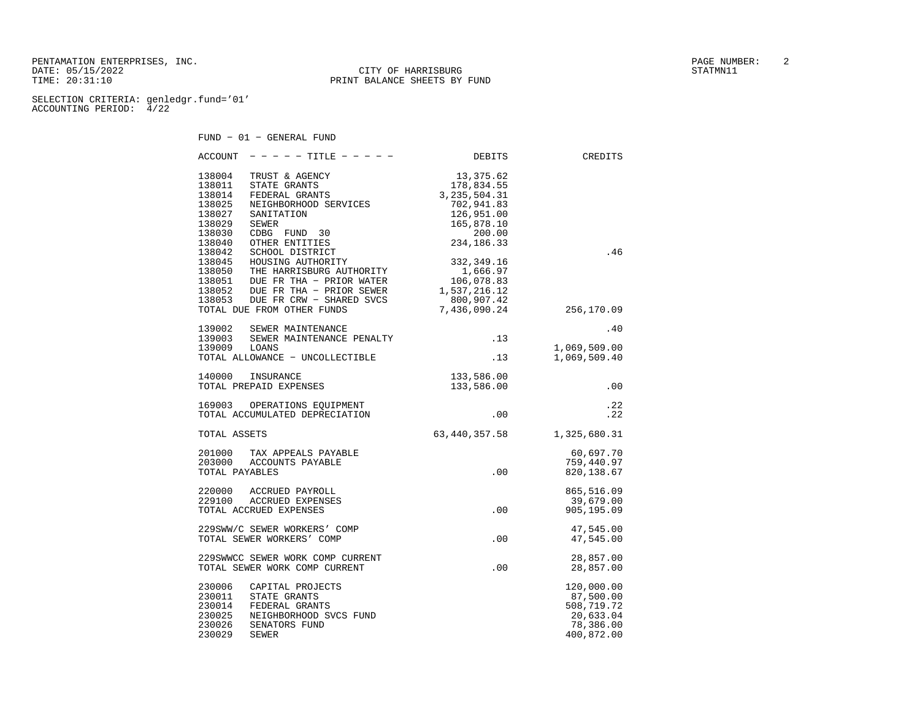PENTAMATION ENTERPRISES, INC.
DATE: 05/15/2022
TIME: 20:31:10

CITY OF HARRISBURG
PRINT BALANCE SHEETS BY FUND

STATMN11

SELECTION CRITERIA: genledgr.fund='01'
ACCOUNTING PERIOD: 4/22

FUND - 01 - GENERAL FUND

| ACCOUNT | - - - - - TITLE - - - - - | DEBITS | CREDITS |
|---|---|---|---|
| 138004 | TRUST & AGENCY | 13,375.62 | |
| 138011 | STATE GRANTS | 178,834.55 | |
| 138014 | FEDERAL GRANTS | 3,235,504.31 | |
| 138025 | NEIGHBORHOOD SERVICES | 702,941.83 | |
| 138027 | SANITATION | 126,951.00 | |
| 138029 | SEWER | 165,878.10 | |
| 138030 | CDBG FUND 30 | 200.00 | |
| 138040 | OTHER ENTITIES | 234,186.33 | |
| 138042 | SCHOOL DISTRICT | | .46 |
| 138045 | HOUSING AUTHORITY | 332,349.16 | |
| 138050 | THE HARRISBURG AUTHORITY | 1,666.97 | |
| 138051 | DUE FR THA - PRIOR WATER | 106,078.83 | |
| 138052 | DUE FR THA - PRIOR SEWER | 1,537,216.12 | |
| 138053 | DUE FR CRW - SHARED SVCS | 800,907.42 | |
| TOTAL DUE FROM OTHER FUNDS | | 7,436,090.24 | 256,170.09 |
| | | | |
| 139002 | SEWER MAINTENANCE | | .40 |
| 139003 | SEWER MAINTENANCE PENALTY | .13 | |
| 139009 | LOANS | | 1,069,509.00 |
| TOTAL ALLOWANCE - UNCOLLECTIBLE | | .13 | 1,069,509.40 |
| | | | |
| 140000 | INSURANCE | 133,586.00 | |
| TOTAL PREPAID EXPENSES | | 133,586.00 | .00 |
| | | | |
| 169003 | OPERATIONS EQUIPMENT | | .22 |
| TOTAL ACCUMULATED DEPRECIATION | | .00 | .22 |
| | | | |
| TOTAL ASSETS | | 63,440,357.58 | 1,325,680.31 |
| | | | |
| 201000 | TAX APPEALS PAYABLE | | 60,697.70 |
| 203000 | ACCOUNTS PAYABLE | | 759,440.97 |
| TOTAL PAYABLES | | .00 | 820,138.67 |
| | | | |
| 220000 | ACCRUED PAYROLL | | 865,516.09 |
| 229100 | ACCRUED EXPENSES | | 39,679.00 |
| TOTAL ACCRUED EXPENSES | | .00 | 905,195.09 |
| | | | |
| 229SWW/C | SEWER WORKERS' COMP | | 47,545.00 |
| TOTAL SEWER WORKERS' COMP | | .00 | 47,545.00 |
| | | | |
| 229SWWCC | SEWER WORK COMP CURRENT | | 28,857.00 |
| TOTAL SEWER WORK COMP CURRENT | | .00 | 28,857.00 |
| | | | |
| 230006 | CAPITAL PROJECTS | | 120,000.00 |
| 230011 | STATE GRANTS | | 87,500.00 |
| 230014 | FEDERAL GRANTS | | 508,719.72 |
| 230025 | NEIGHBORHOOD SVCS FUND | | 20,633.04 |
| 230026 | SENATORS FUND | | 78,386.00 |
| 230029 | SEWER | | 400,872.00 |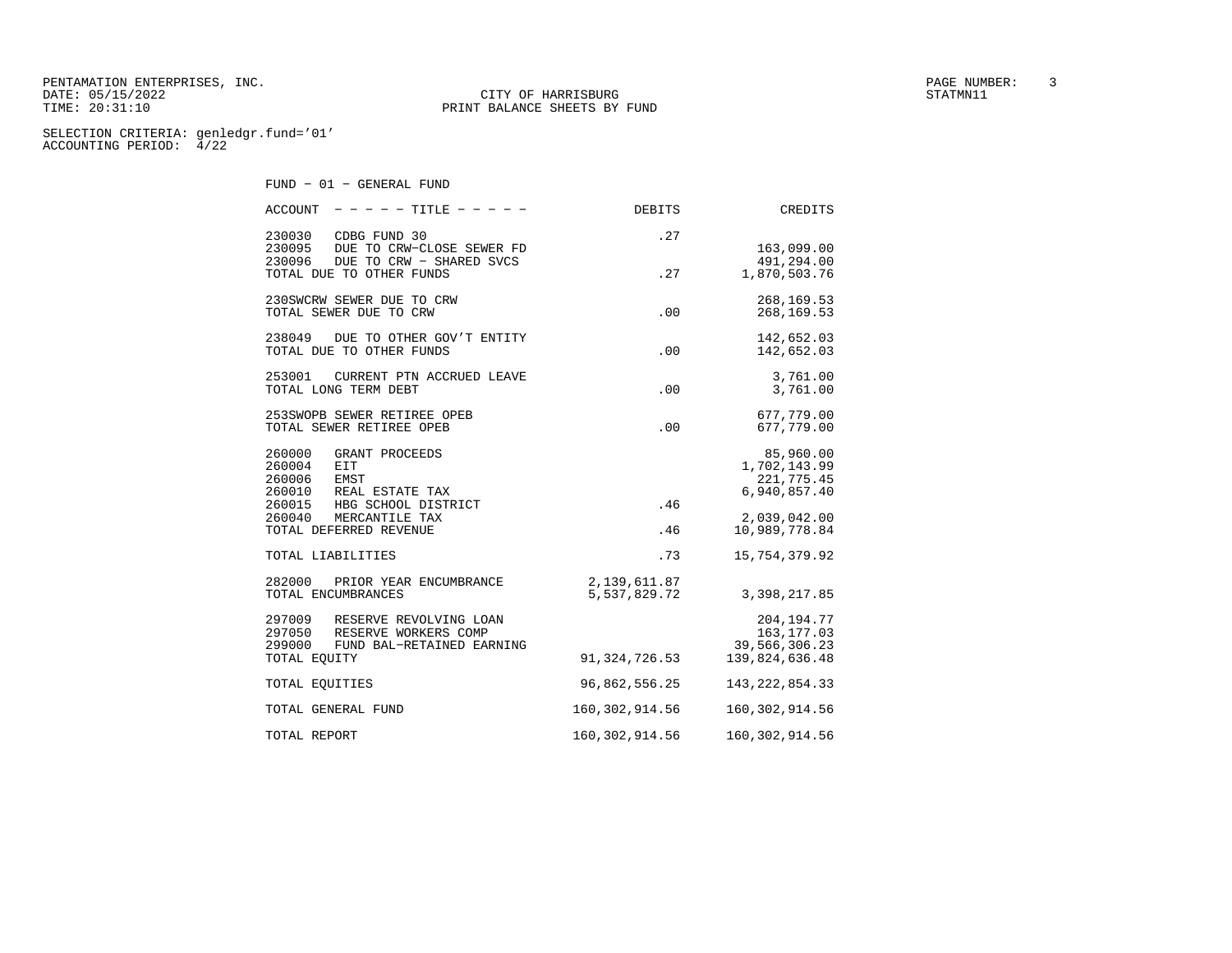PENTAMATION ENTERPRISES, INC.
DATE: 05/15/2022
TIME: 20:31:10

CITY OF HARRISBURG
PRINT BALANCE SHEETS BY FUND

PAGE NUMBER: 3
STATMN11

SELECTION CRITERIA: genledgr.fund='01'
ACCOUNTING PERIOD: 4/22

FUND - 01 - GENERAL FUND

| ACCOUNT - - - - - TITLE - - - - - | DEBITS | CREDITS |
|---|---|---|
| 230030 CDBG FUND 30 | .27 | |
| 230095 DUE TO CRW-CLOSE SEWER FD | | 163,099.00 |
| 230096 DUE TO CRW - SHARED SVCS | | 491,294.00 |
| TOTAL DUE TO OTHER FUNDS | .27 | 1,870,503.76 |
| | | |
| 230SWCRW SEWER DUE TO CRW | | 268,169.53 |
| TOTAL SEWER DUE TO CRW | .00 | 268,169.53 |
| | | |
| 238049 DUE TO OTHER GOV'T ENTITY | | 142,652.03 |
| TOTAL DUE TO OTHER FUNDS | .00 | 142,652.03 |
| | | |
| 253001 CURRENT PTN ACCRUED LEAVE | | 3,761.00 |
| TOTAL LONG TERM DEBT | .00 | 3,761.00 |
| | | |
| 253SWOPB SEWER RETIREE OPEB | | 677,779.00 |
| TOTAL SEWER RETIREE OPEB | .00 | 677,779.00 |
| | | |
| 260000 GRANT PROCEEDS | | 85,960.00 |
| 260004 EIT | | 1,702,143.99 |
| 260006 EMST | | 221,775.45 |
| 260010 REAL ESTATE TAX | | 6,940,857.40 |
| 260015 HBG SCHOOL DISTRICT | .46 | |
| 260040 MERCANTILE TAX | | 2,039,042.00 |
| TOTAL DEFERRED REVENUE | .46 | 10,989,778.84 |
| | | |
| TOTAL LIABILITIES | .73 | 15,754,379.92 |
| | | |
| 282000 PRIOR YEAR ENCUMBRANCE | 2,139,611.87 | |
| TOTAL ENCUMBRANCES | 5,537,829.72 | 3,398,217.85 |
| | | |
| 297009 RESERVE REVOLVING LOAN | | 204,194.77 |
| 297050 RESERVE WORKERS COMP | | 163,177.03 |
| 299000 FUND BAL-RETAINED EARNING | | 39,566,306.23 |
| TOTAL EQUITY | 91,324,726.53 | 139,824,636.48 |
| | | |
| TOTAL EQUITIES | 96,862,556.25 | 143,222,854.33 |
| | | |
| TOTAL GENERAL FUND | 160,302,914.56 | 160,302,914.56 |
| | | |
| TOTAL REPORT | 160,302,914.56 | 160,302,914.56 |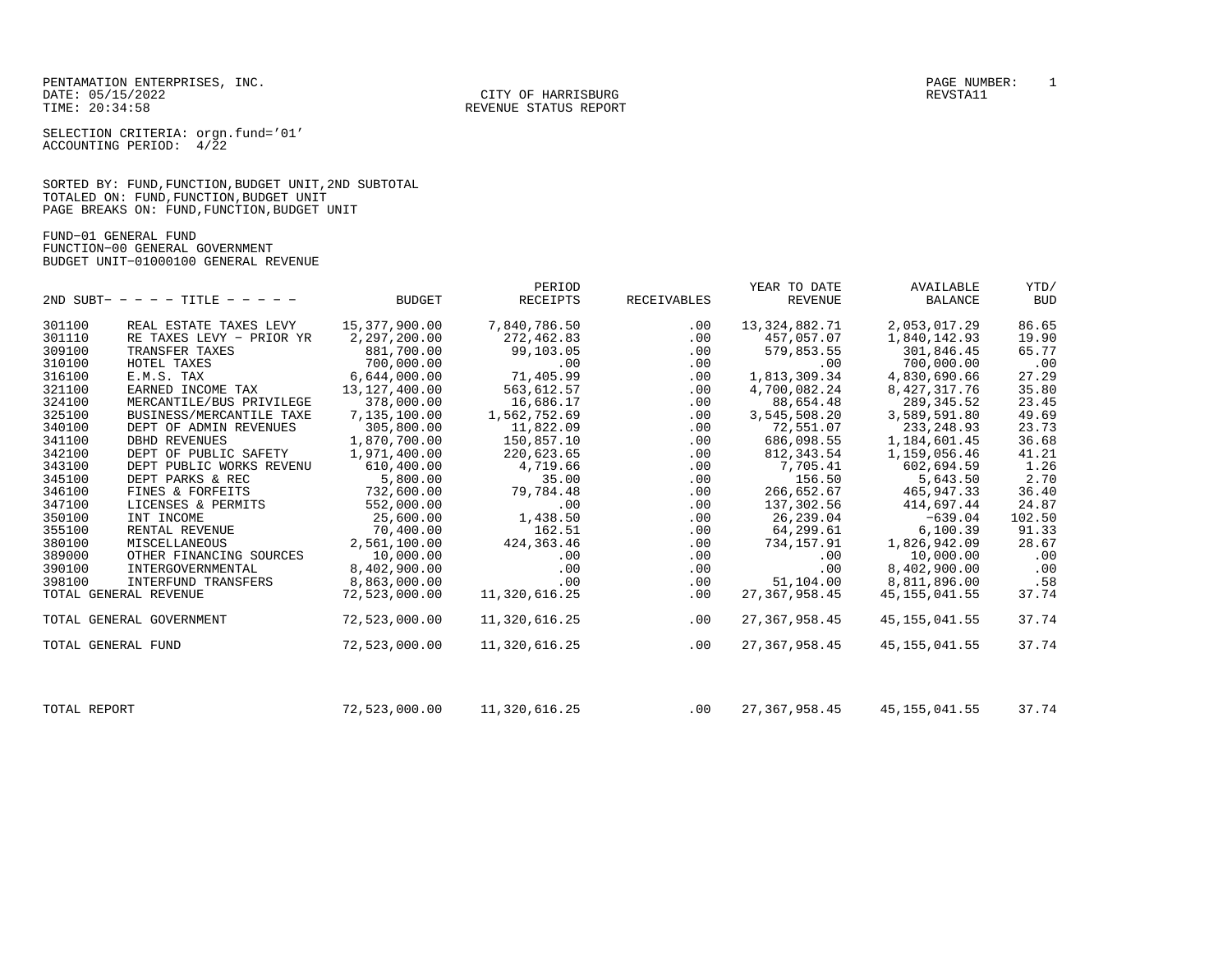PENTAMATION ENTERPRISES, INC.
DATE: 05/15/2022
TIME: 20:34:58

CITY OF HARRISBURG
REVENUE STATUS REPORT

PAGE NUMBER: 1
REVSTA11

SELECTION CRITERIA: orgn.fund='01'
ACCOUNTING PERIOD: 4/22

SORTED BY: FUND,FUNCTION,BUDGET UNIT,2ND SUBTOTAL
TOTALED ON: FUND,FUNCTION,BUDGET UNIT
PAGE BREAKS ON: FUND,FUNCTION,BUDGET UNIT

FUND-01 GENERAL FUND
FUNCTION-00 GENERAL GOVERNMENT
BUDGET UNIT-01000100 GENERAL REVENUE

| 2ND SUBT- | - - - - TITLE - - - - - | BUDGET | PERIOD RECEIPTS | RECEIVABLES | YEAR TO DATE REVENUE | AVAILABLE BALANCE | YTD/ BUD |
|---|---|---|---|---|---|---|---|
| 301100 | REAL ESTATE TAXES LEVY | 15,377,900.00 | 7,840,786.50 | .00 | 13,324,882.71 | 2,053,017.29 | 86.65 |
| 301110 | RE TAXES LEVY - PRIOR YR | 2,297,200.00 | 272,462.83 | .00 | 457,057.07 | 1,840,142.93 | 19.90 |
| 309100 | TRANSFER TAXES | 881,700.00 | 99,103.05 | .00 | 579,853.55 | 301,846.45 | 65.77 |
| 310100 | HOTEL TAXES | 700,000.00 | .00 | .00 | .00 | 700,000.00 | .00 |
| 316100 | E.M.S. TAX | 6,644,000.00 | 71,405.99 | .00 | 1,813,309.34 | 4,830,690.66 | 27.29 |
| 321100 | EARNED INCOME TAX | 13,127,400.00 | 563,612.57 | .00 | 4,700,082.24 | 8,427,317.76 | 35.80 |
| 324100 | MERCANTILE/BUS PRIVILEGE | 378,000.00 | 16,686.17 | .00 | 88,654.48 | 289,345.52 | 23.45 |
| 325100 | BUSINESS/MERCANTILE TAXE | 7,135,100.00 | 1,562,752.69 | .00 | 3,545,508.20 | 3,589,591.80 | 49.69 |
| 340100 | DEPT OF ADMIN REVENUES | 305,800.00 | 11,822.09 | .00 | 72,551.07 | 233,248.93 | 23.73 |
| 341100 | DBHD REVENUES | 1,870,700.00 | 150,857.10 | .00 | 686,098.55 | 1,184,601.45 | 36.68 |
| 342100 | DEPT OF PUBLIC SAFETY | 1,971,400.00 | 220,623.65 | .00 | 812,343.54 | 1,159,056.46 | 41.21 |
| 343100 | DEPT PUBLIC WORKS REVENU | 610,400.00 | 4,719.66 | .00 | 7,705.41 | 602,694.59 | 1.26 |
| 345100 | DEPT PARKS & REC | 5,800.00 | 35.00 | .00 | 156.50 | 5,643.50 | 2.70 |
| 346100 | FINES & FORFEITS | 732,600.00 | 79,784.48 | .00 | 266,652.67 | 465,947.33 | 36.40 |
| 347100 | LICENSES & PERMITS | 552,000.00 | .00 | .00 | 137,302.56 | 414,697.44 | 24.87 |
| 350100 | INT INCOME | 25,600.00 | 1,438.50 | .00 | 26,239.04 | -639.04 | 102.50 |
| 355100 | RENTAL REVENUE | 70,400.00 | 162.51 | .00 | 64,299.61 | 6,100.39 | 91.33 |
| 380100 | MISCELLANEOUS | 2,561,100.00 | 424,363.46 | .00 | 734,157.91 | 1,826,942.09 | 28.67 |
| 389000 | OTHER FINANCING SOURCES | 10,000.00 | .00 | .00 | .00 | 10,000.00 | .00 |
| 390100 | INTERGOVERNMENTAL | 8,402,900.00 | .00 | .00 | .00 | 8,402,900.00 | .00 |
| 398100 | INTERFUND TRANSFERS | 8,863,000.00 | .00 | .00 | 51,104.00 | 8,811,896.00 | .58 |
| TOTAL GENERAL REVENUE | | 72,523,000.00 | 11,320,616.25 | .00 | 27,367,958.45 | 45,155,041.55 | 37.74 |
| TOTAL GENERAL GOVERNMENT | | 72,523,000.00 | 11,320,616.25 | .00 | 27,367,958.45 | 45,155,041.55 | 37.74 |
| TOTAL GENERAL FUND | | 72,523,000.00 | 11,320,616.25 | .00 | 27,367,958.45 | 45,155,041.55 | 37.74 |
| TOTAL REPORT | | 72,523,000.00 | 11,320,616.25 | .00 | 27,367,958.45 | 45,155,041.55 | 37.74 |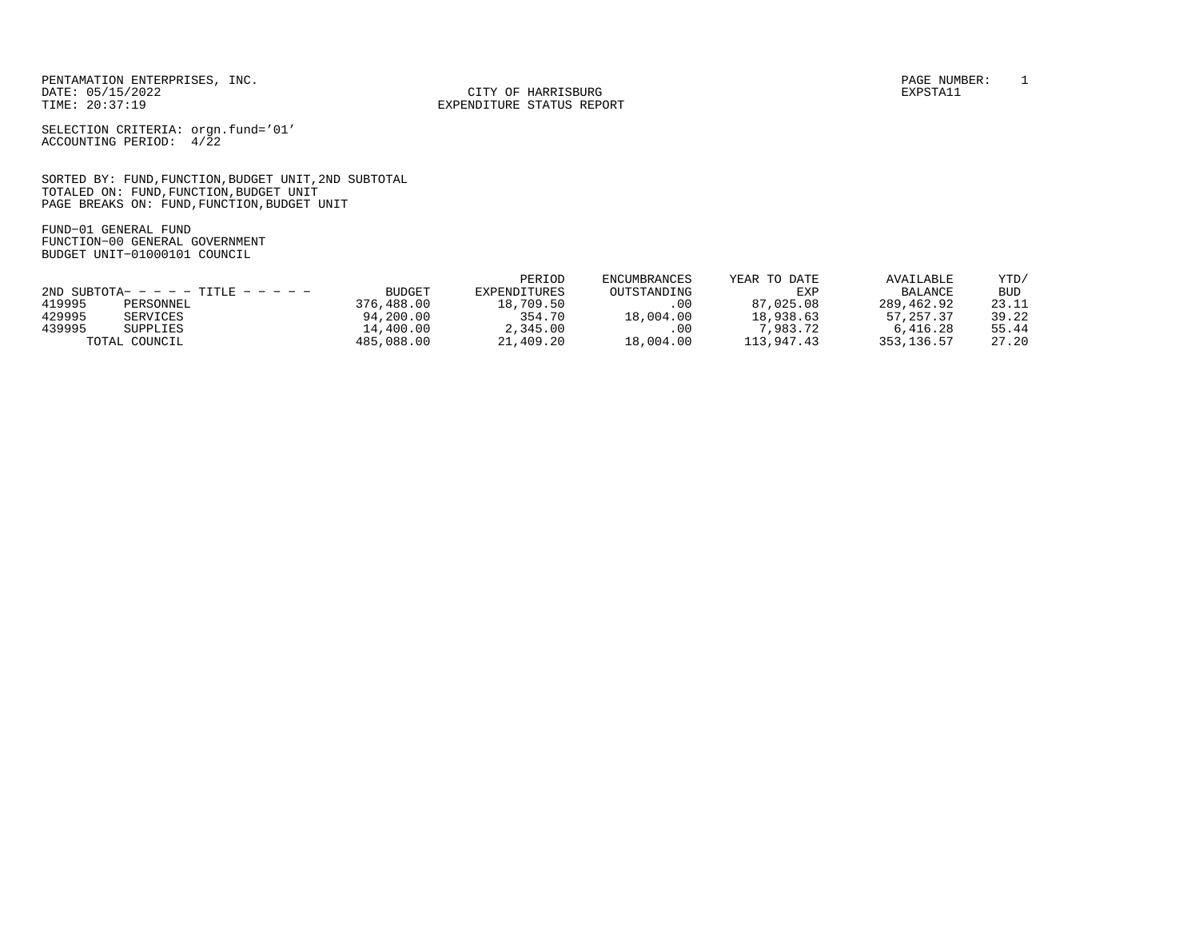PENTAMATION ENTERPRISES, INC.
DATE: 05/15/2022
TIME: 20:37:19

CITY OF HARRISBURG
EXPENDITURE STATUS REPORT

PAGE NUMBER: 1
EXPSTA11

SELECTION CRITERIA: orgn.fund='01'
ACCOUNTING PERIOD: 4/22

SORTED BY: FUND,FUNCTION,BUDGET UNIT,2ND SUBTOTAL
TOTALED ON: FUND,FUNCTION,BUDGET UNIT
PAGE BREAKS ON: FUND,FUNCTION,BUDGET UNIT

FUND-01 GENERAL FUND
FUNCTION-00 GENERAL GOVERNMENT
BUDGET UNIT-01000101 COUNCIL

| 2ND SUBTOTA- | - - - - TITLE - - - - - | BUDGET | PERIOD EXPENDITURES | ENCUMBRANCES OUTSTANDING | YEAR TO DATE EXP | AVAILABLE BALANCE | YTD/ BUD |
|---|---|---|---|---|---|---|---|
| 419995 | PERSONNEL | 376,488.00 | 18,709.50 | .00 | 87,025.08 | 289,462.92 | 23.11 |
| 429995 | SERVICES | 94,200.00 | 354.70 | 18,004.00 | 18,938.63 | 57,257.37 | 39.22 |
| 439995 | SUPPLIES | 14,400.00 | 2,345.00 | .00 | 7,983.72 | 6,416.28 | 55.44 |
| | TOTAL COUNCIL | 485,088.00 | 21,409.20 | 18,004.00 | 113,947.43 | 353,136.57 | 27.20 |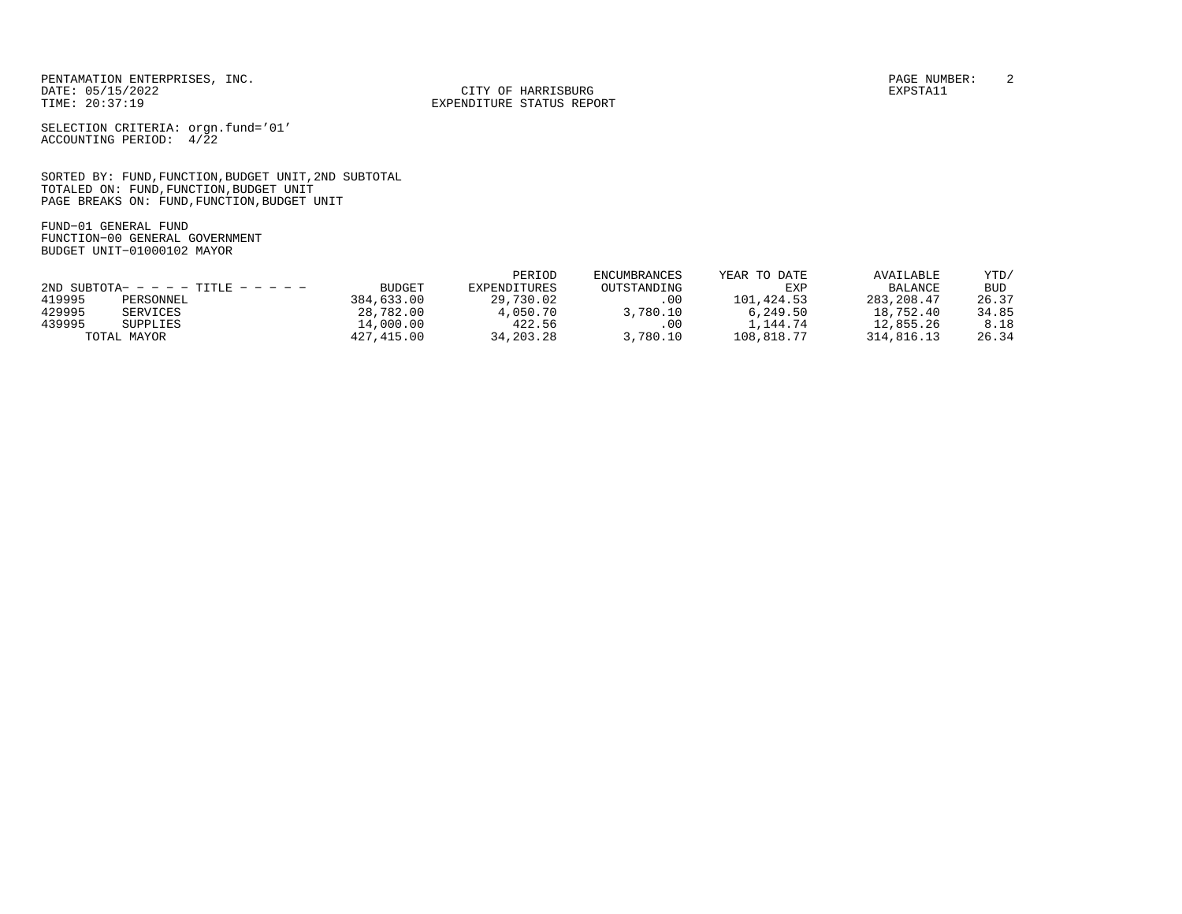PENTAMATION ENTERPRISES, INC.
DATE: 05/15/2022
TIME: 20:37:19

CITY OF HARRISBURG
EXPENDITURE STATUS REPORT

EXPSTA11

SELECTION CRITERIA: orgn.fund='01'
ACCOUNTING PERIOD: 4/22

SORTED BY: FUND,FUNCTION,BUDGET UNIT,2ND SUBTOTAL
TOTALED ON: FUND,FUNCTION,BUDGET UNIT
PAGE BREAKS ON: FUND,FUNCTION,BUDGET UNIT

FUND-01 GENERAL FUND
FUNCTION-00 GENERAL GOVERNMENT
BUDGET UNIT-01000102 MAYOR

| 2ND SUBTOTA- - - - - TITLE - - - - - | | BUDGET | PERIOD EXPENDITURES | ENCUMBRANCES OUTSTANDING | YEAR TO DATE EXP | AVAILABLE BALANCE | YTD/ BUD |
|---|---|---|---|---|---|---|---|
| 419995 | PERSONNEL | 384,633.00 | 29,730.02 | .00 | 101,424.53 | 283,208.47 | 26.37 |
| 429995 | SERVICES | 28,782.00 | 4,050.70 | 3,780.10 | 6,249.50 | 18,752.40 | 34.85 |
| 439995 | SUPPLIES | 14,000.00 | 422.56 | .00 | 1,144.74 | 12,855.26 | 8.18 |
| | TOTAL MAYOR | 427,415.00 | 34,203.28 | 3,780.10 | 108,818.77 | 314,816.13 | 26.34 |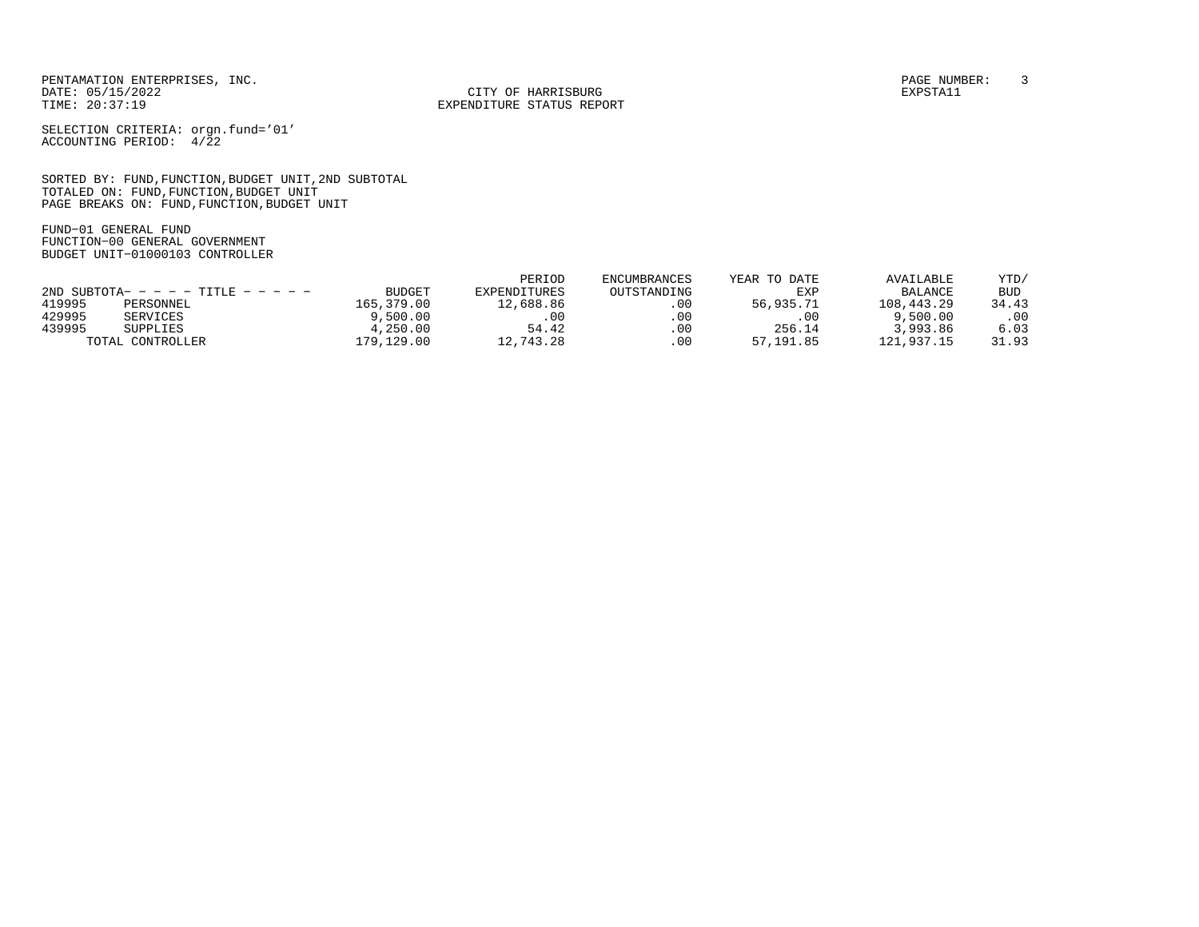PENTAMATION ENTERPRISES, INC.
DATE: 05/15/2022
TIME: 20:37:19

CITY OF HARRISBURG
EXPENDITURE STATUS REPORT

PAGE NUMBER: 3
EXPSTA11

SELECTION CRITERIA: orgn.fund='01'
ACCOUNTING PERIOD: 4/22

SORTED BY: FUND,FUNCTION,BUDGET UNIT,2ND SUBTOTAL
TOTALED ON: FUND,FUNCTION,BUDGET UNIT
PAGE BREAKS ON: FUND,FUNCTION,BUDGET UNIT

FUND-01 GENERAL FUND
FUNCTION-00 GENERAL GOVERNMENT
BUDGET UNIT-01000103 CONTROLLER

| 2ND SUBTOTA- | TITLE | BUDGET | PERIOD EXPENDITURES | ENCUMBRANCES OUTSTANDING | YEAR TO DATE EXP | AVAILABLE BALANCE | YTD/ BUD |
|---|---|---|---|---|---|---|---|
| 419995 | PERSONNEL | 165,379.00 | 12,688.86 | .00 | 56,935.71 | 108,443.29 | 34.43 |
| 429995 | SERVICES | 9,500.00 | .00 | .00 | .00 | 9,500.00 | .00 |
| 439995 | SUPPLIES | 4,250.00 | 54.42 | .00 | 256.14 | 3,993.86 | 6.03 |
| | TOTAL CONTROLLER | 179,129.00 | 12,743.28 | .00 | 57,191.85 | 121,937.15 | 31.93 |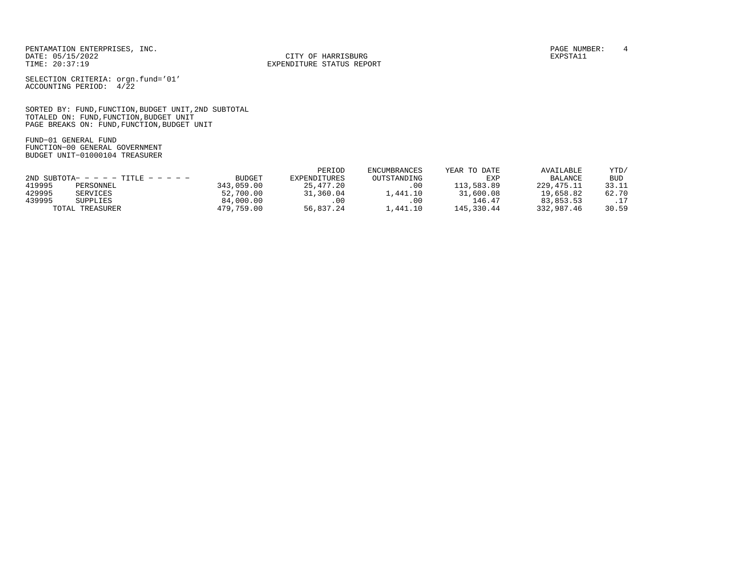PENTAMATION ENTERPRISES, INC.
DATE: 05/15/2022
TIME: 20:37:19

CITY OF HARRISBURG
EXPENDITURE STATUS REPORT

EXPSTA11

SELECTION CRITERIA: orgn.fund='01'
ACCOUNTING PERIOD: 4/22

SORTED BY: FUND,FUNCTION,BUDGET UNIT,2ND SUBTOTAL
TOTALED ON: FUND,FUNCTION,BUDGET UNIT
PAGE BREAKS ON: FUND,FUNCTION,BUDGET UNIT

FUND-01 GENERAL FUND
FUNCTION-00 GENERAL GOVERNMENT
BUDGET UNIT-01000104 TREASURER

| 2ND SUBTOTA- - - - - TITLE - - - - - | | BUDGET | PERIOD EXPENDITURES | ENCUMBRANCES OUTSTANDING | YEAR TO DATE EXP | AVAILABLE BALANCE | YTD/ BUD |
|---|---|---|---|---|---|---|---|
| 419995 | PERSONNEL | 343,059.00 | 25,477.20 | .00 | 113,583.89 | 229,475.11 | 33.11 |
| 429995 | SERVICES | 52,700.00 | 31,360.04 | 1,441.10 | 31,600.08 | 19,658.82 | 62.70 |
| 439995 | SUPPLIES | 84,000.00 | .00 | .00 | 146.47 | 83,853.53 | .17 |
| | TOTAL TREASURER | 479,759.00 | 56,837.24 | 1,441.10 | 145,330.44 | 332,987.46 | 30.59 |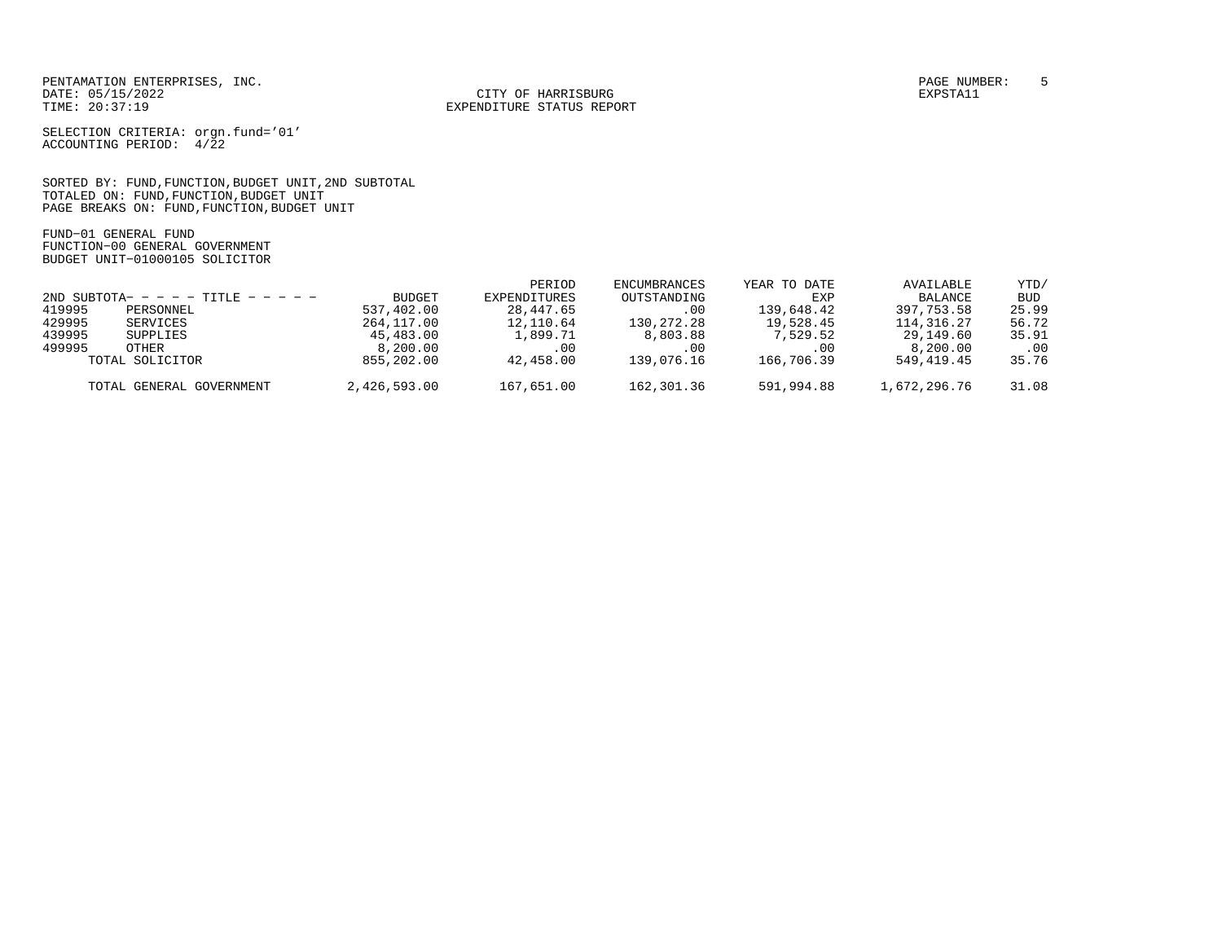PENTAMATION ENTERPRISES, INC.
DATE: 05/15/2022
TIME: 20:37:19

CITY OF HARRISBURG
EXPENDITURE STATUS REPORT

PAGE NUMBER: 5
EXPSTA11

SELECTION CRITERIA: orgn.fund='01'
ACCOUNTING PERIOD: 4/22

SORTED BY: FUND,FUNCTION,BUDGET UNIT,2ND SUBTOTAL
TOTALED ON: FUND,FUNCTION,BUDGET UNIT
PAGE BREAKS ON: FUND,FUNCTION,BUDGET UNIT

FUND-01 GENERAL FUND
FUNCTION-00 GENERAL GOVERNMENT
BUDGET UNIT-01000105 SOLICITOR

| 2ND SUBTOTA- | - - - - TITLE - - - - - | BUDGET | PERIOD EXPENDITURES | ENCUMBRANCES OUTSTANDING | YEAR TO DATE EXP | AVAILABLE BALANCE | YTD/ BUD |
|---|---|---|---|---|---|---|---|
| 419995 | PERSONNEL | 537,402.00 | 28,447.65 | .00 | 139,648.42 | 397,753.58 | 25.99 |
| 429995 | SERVICES | 264,117.00 | 12,110.64 | 130,272.28 | 19,528.45 | 114,316.27 | 56.72 |
| 439995 | SUPPLIES | 45,483.00 | 1,899.71 | 8,803.88 | 7,529.52 | 29,149.60 | 35.91 |
| 499995 | OTHER | 8,200.00 | .00 | .00 | .00 | 8,200.00 | .00 |
| | TOTAL SOLICITOR | 855,202.00 | 42,458.00 | 139,076.16 | 166,706.39 | 549,419.45 | 35.76 |
| | TOTAL GENERAL GOVERNMENT | 2,426,593.00 | 167,651.00 | 162,301.36 | 591,994.88 | 1,672,296.76 | 31.08 |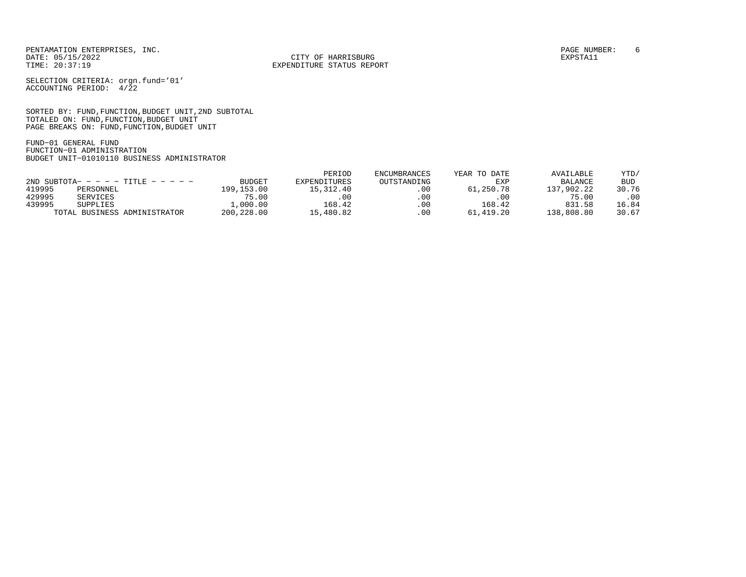PENTAMATION ENTERPRISES, INC.
DATE: 05/15/2022
TIME: 20:37:19

CITY OF HARRISBURG
EXPENDITURE STATUS REPORT

EXPSTA11

SELECTION CRITERIA: orgn.fund='01'
ACCOUNTING PERIOD: 4/22

SORTED BY: FUND,FUNCTION,BUDGET UNIT,2ND SUBTOTAL
TOTALED ON: FUND,FUNCTION,BUDGET UNIT
PAGE BREAKS ON: FUND,FUNCTION,BUDGET UNIT

FUND-01 GENERAL FUND
FUNCTION-01 ADMINISTRATION
BUDGET UNIT-01010110 BUSINESS ADMINISTRATOR

| 2ND SUBTOTA- - - - - TITLE - - - - - | | BUDGET | PERIOD EXPENDITURES | ENCUMBRANCES OUTSTANDING | YEAR TO DATE EXP | AVAILABLE BALANCE | YTD/ BUD |
|---|---|---|---|---|---|---|---|
| 419995 | PERSONNEL | 199,153.00 | 15,312.40 | .00 | 61,250.78 | 137,902.22 | 30.76 |
| 429995 | SERVICES | 75.00 | .00 | .00 | .00 | 75.00 | .00 |
| 439995 | SUPPLIES | 1,000.00 | 168.42 | .00 | 168.42 | 831.58 | 16.84 |
| | TOTAL BUSINESS ADMINISTRATOR | 200,228.00 | 15,480.82 | .00 | 61,419.20 | 138,808.80 | 30.67 |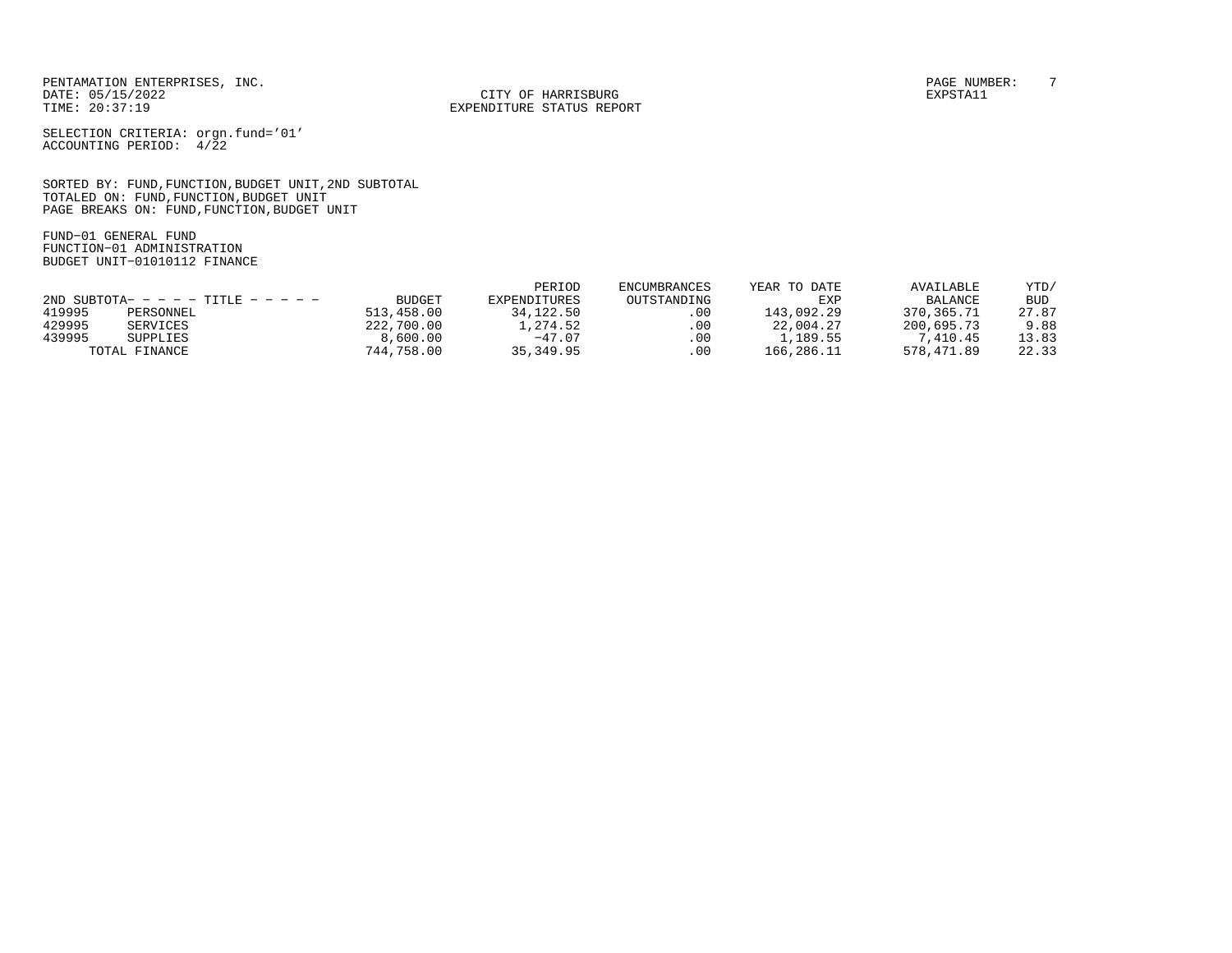PENTAMATION ENTERPRISES, INC.
DATE: 05/15/2022
TIME: 20:37:19

CITY OF HARRISBURG
EXPENDITURE STATUS REPORT

EXPSTA11

SELECTION CRITERIA: orgn.fund='01'
ACCOUNTING PERIOD: 4/22

SORTED BY: FUND,FUNCTION,BUDGET UNIT,2ND SUBTOTAL
TOTALED ON: FUND,FUNCTION,BUDGET UNIT
PAGE BREAKS ON: FUND,FUNCTION,BUDGET UNIT

FUND-01 GENERAL FUND
FUNCTION-01 ADMINISTRATION
BUDGET UNIT-01010112 FINANCE

| 2ND SUBTOTA- - - - - TITLE - - - - - | | BUDGET | PERIOD EXPENDITURES | ENCUMBRANCES OUTSTANDING | YEAR TO DATE EXP | AVAILABLE BALANCE | YTD/ BUD |
|---|---|---|---|---|---|---|---|
| 419995 | PERSONNEL | 513,458.00 | 34,122.50 | .00 | 143,092.29 | 370,365.71 | 27.87 |
| 429995 | SERVICES | 222,700.00 | 1,274.52 | .00 | 22,004.27 | 200,695.73 | 9.88 |
| 439995 | SUPPLIES | 8,600.00 | -47.07 | .00 | 1,189.55 | 7,410.45 | 13.83 |
| | TOTAL FINANCE | 744,758.00 | 35,349.95 | .00 | 166,286.11 | 578,471.89 | 22.33 |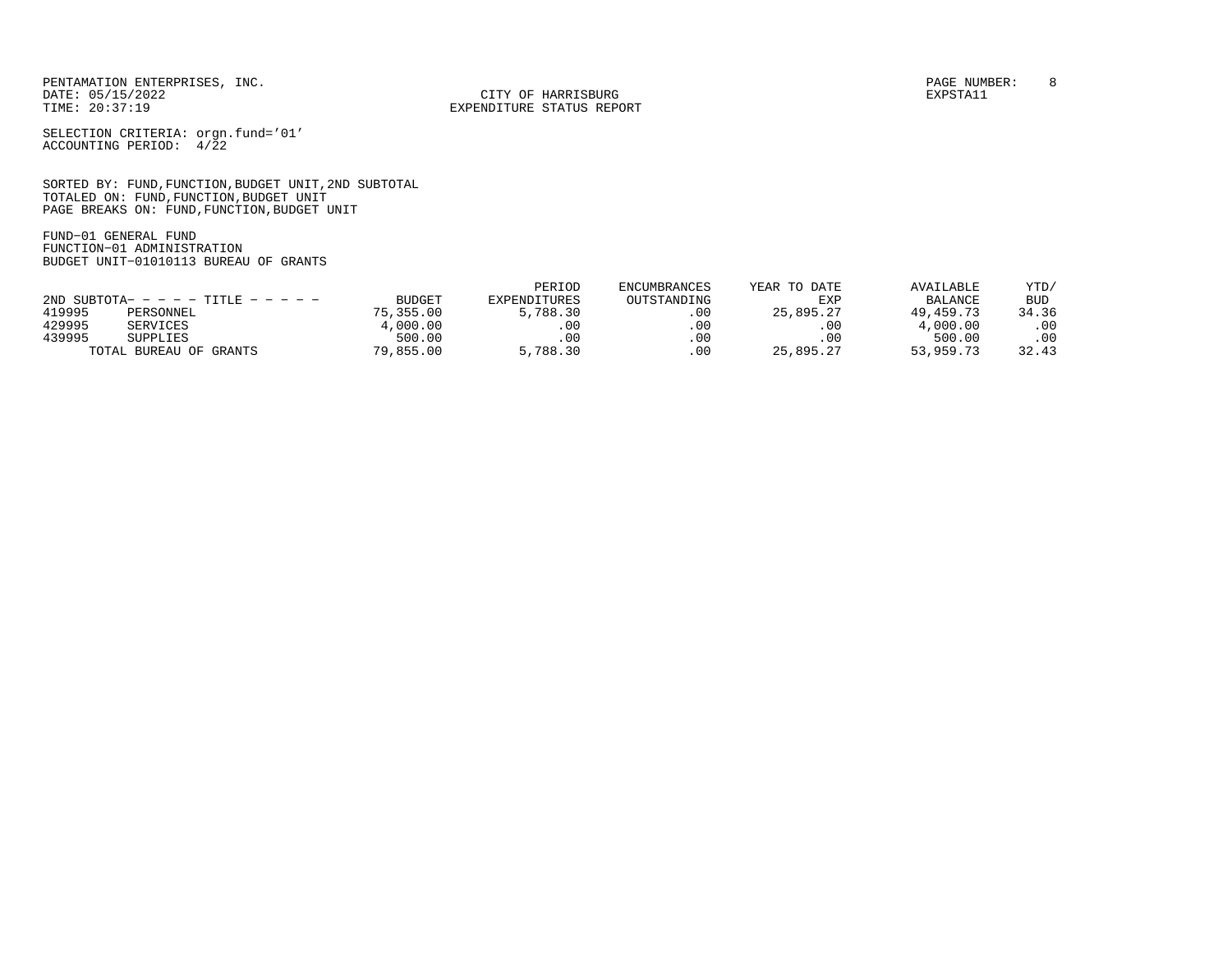PENTAMATION ENTERPRISES, INC.
DATE: 05/15/2022
TIME: 20:37:19

CITY OF HARRISBURG
EXPENDITURE STATUS REPORT

PAGE NUMBER: 8
EXPSTA11

SELECTION CRITERIA: orgn.fund='01'
ACCOUNTING PERIOD: 4/22

SORTED BY: FUND,FUNCTION,BUDGET UNIT,2ND SUBTOTAL
TOTALED ON: FUND,FUNCTION,BUDGET UNIT
PAGE BREAKS ON: FUND,FUNCTION,BUDGET UNIT

FUND-01 GENERAL FUND
FUNCTION-01 ADMINISTRATION
BUDGET UNIT-01010113 BUREAU OF GRANTS

| 2ND SUBTOTA- - - - - TITLE - - - - - | | BUDGET | PERIOD EXPENDITURES | ENCUMBRANCES OUTSTANDING | YEAR TO DATE EXP | AVAILABLE BALANCE | YTD/ BUD |
|---|---|---|---|---|---|---|---|
| 419995 | PERSONNEL | 75,355.00 | 5,788.30 | .00 | 25,895.27 | 49,459.73 | 34.36 |
| 429995 | SERVICES | 4,000.00 | .00 | .00 | .00 | 4,000.00 | .00 |
| 439995 | SUPPLIES | 500.00 | .00 | .00 | .00 | 500.00 | .00 |
| | TOTAL BUREAU OF GRANTS | 79,855.00 | 5,788.30 | .00 | 25,895.27 | 53,959.73 | 32.43 |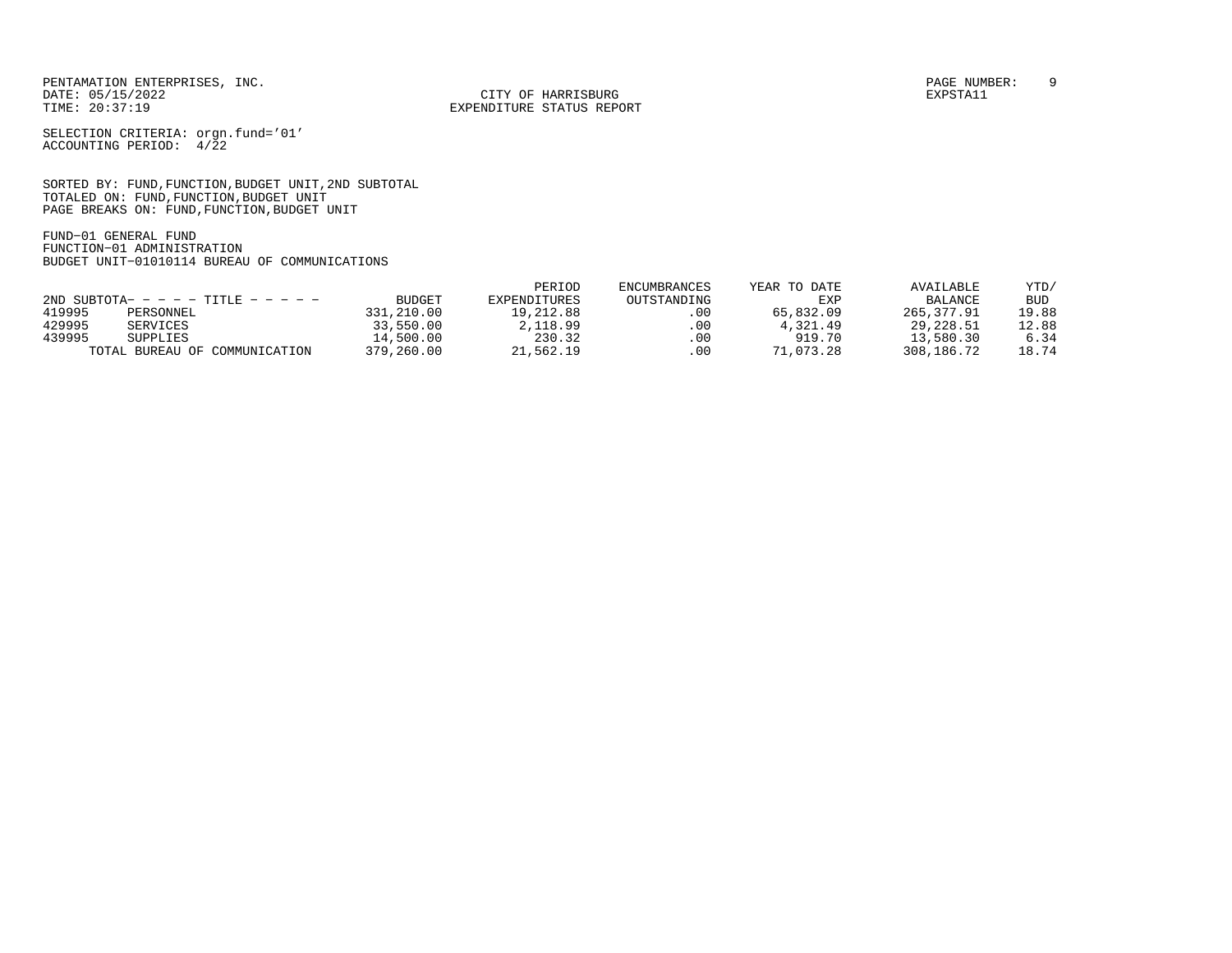PENTAMATION ENTERPRISES, INC.
DATE: 05/15/2022
TIME: 20:37:19

CITY OF HARRISBURG
EXPENDITURE STATUS REPORT

PAGE NUMBER: 9
EXPSTA11

SELECTION CRITERIA: orgn.fund='01'
ACCOUNTING PERIOD: 4/22

SORTED BY: FUND,FUNCTION,BUDGET UNIT,2ND SUBTOTAL
TOTALED ON: FUND,FUNCTION,BUDGET UNIT
PAGE BREAKS ON: FUND,FUNCTION,BUDGET UNIT

FUND-01 GENERAL FUND
FUNCTION-01 ADMINISTRATION
BUDGET UNIT-01010114 BUREAU OF COMMUNICATIONS

| 2ND SUBTOTA- - - - - TITLE - - - - - | | BUDGET | PERIOD EXPENDITURES | ENCUMBRANCES OUTSTANDING | YEAR TO DATE EXP | AVAILABLE BALANCE | YTD/ BUD |
|---|---|---|---|---|---|---|---|
| 419995 | PERSONNEL | 331,210.00 | 19,212.88 | .00 | 65,832.09 | 265,377.91 | 19.88 |
| 429995 | SERVICES | 33,550.00 | 2,118.99 | .00 | 4,321.49 | 29,228.51 | 12.88 |
| 439995 | SUPPLIES | 14,500.00 | 230.32 | .00 | 919.70 | 13,580.30 | 6.34 |
| | TOTAL BUREAU OF COMMUNICATION | 379,260.00 | 21,562.19 | .00 | 71,073.28 | 308,186.72 | 18.74 |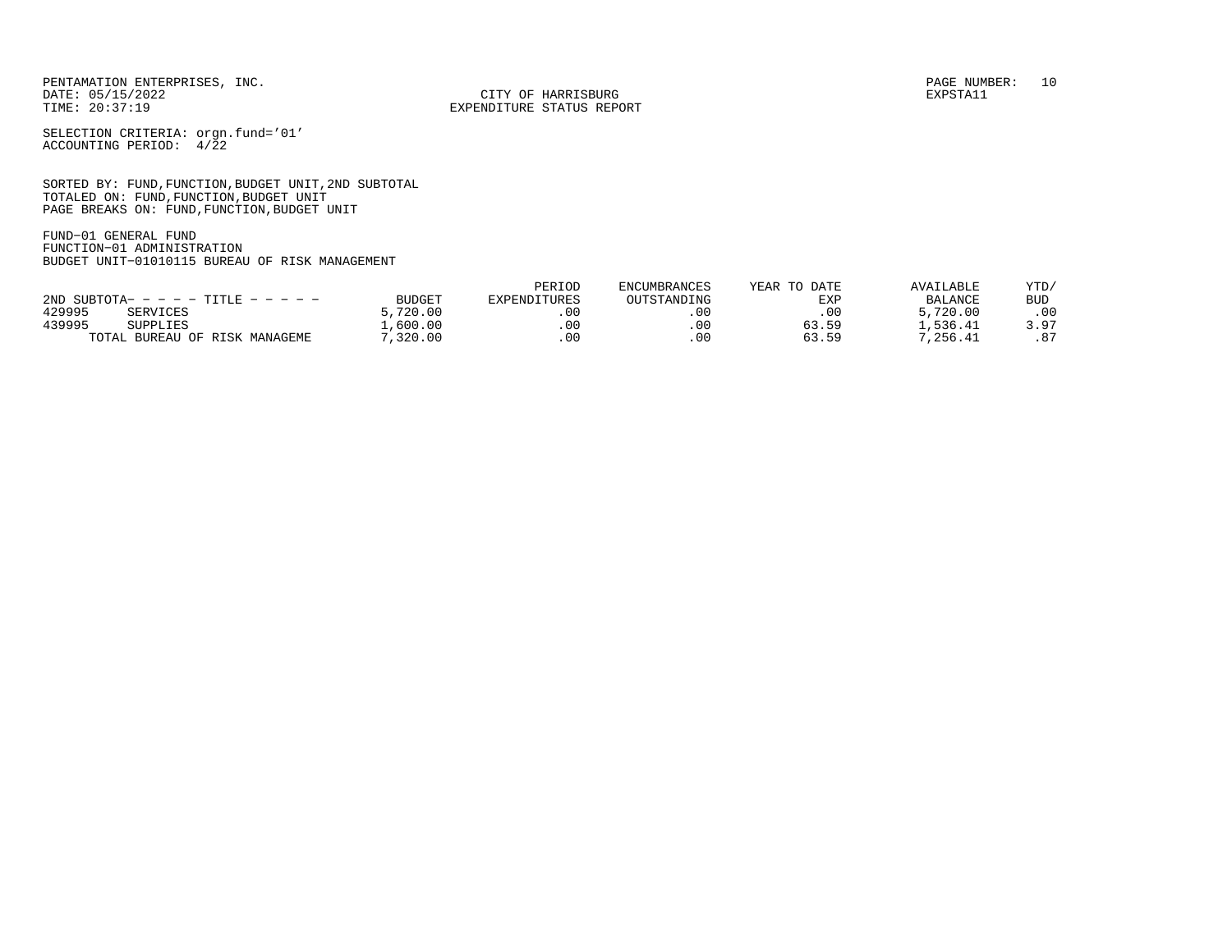PENTAMATION ENTERPRISES, INC.
DATE: 05/15/2022
TIME: 20:37:19

CITY OF HARRISBURG
EXPENDITURE STATUS REPORT

PAGE NUMBER: 10
EXPSTA11

SELECTION CRITERIA: orgn.fund='01'
ACCOUNTING PERIOD: 4/22

SORTED BY: FUND,FUNCTION,BUDGET UNIT,2ND SUBTOTAL
TOTALED ON: FUND,FUNCTION,BUDGET UNIT
PAGE BREAKS ON: FUND,FUNCTION,BUDGET UNIT

FUND-01 GENERAL FUND
FUNCTION-01 ADMINISTRATION
BUDGET UNIT-01010115 BUREAU OF RISK MANAGEMENT

| 2ND SUBTOTA- - - - - TITLE - - - - - | | BUDGET | PERIOD EXPENDITURES | ENCUMBRANCES OUTSTANDING | YEAR TO DATE EXP | AVAILABLE BALANCE | YTD/ BUD |
|---|---|---|---|---|---|---|---|
| 429995 | SERVICES | 5,720.00 | .00 | .00 | .00 | 5,720.00 | .00 |
| 439995 | SUPPLIES | 1,600.00 | .00 | .00 | 63.59 | 1,536.41 | 3.97 |
| | TOTAL BUREAU OF RISK MANAGEME | 7,320.00 | .00 | .00 | 63.59 | 7,256.41 | .87 |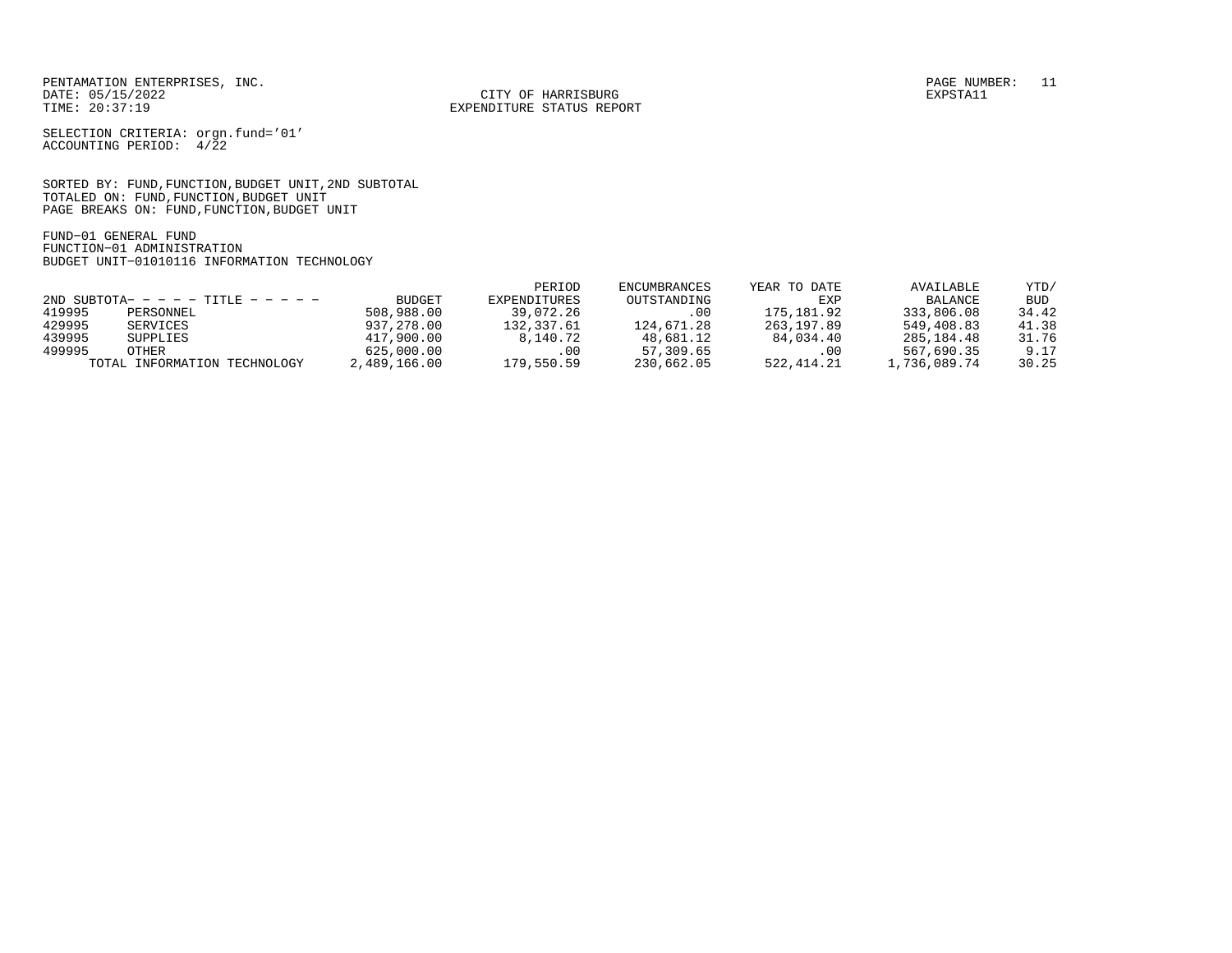PENTAMATION ENTERPRISES, INC.
DATE: 05/15/2022
TIME: 20:37:19

CITY OF HARRISBURG
EXPENDITURE STATUS REPORT

PAGE NUMBER: 11
EXPSTA11

SELECTION CRITERIA: orgn.fund='01'
ACCOUNTING PERIOD: 4/22

SORTED BY: FUND,FUNCTION,BUDGET UNIT,2ND SUBTOTAL
TOTALED ON: FUND,FUNCTION,BUDGET UNIT
PAGE BREAKS ON: FUND,FUNCTION,BUDGET UNIT

FUND-01 GENERAL FUND
FUNCTION-01 ADMINISTRATION
BUDGET UNIT-01010116 INFORMATION TECHNOLOGY

| 2ND SUBTOTA- | - - - - TITLE - - - - - | BUDGET | PERIOD EXPENDITURES | ENCUMBRANCES OUTSTANDING | YEAR TO DATE EXP | AVAILABLE BALANCE | YTD/ BUD |
|---|---|---|---|---|---|---|---|
| 419995 | PERSONNEL | 508,988.00 | 39,072.26 | .00 | 175,181.92 | 333,806.08 | 34.42 |
| 429995 | SERVICES | 937,278.00 | 132,337.61 | 124,671.28 | 263,197.89 | 549,408.83 | 41.38 |
| 439995 | SUPPLIES | 417,900.00 | 8,140.72 | 48,681.12 | 84,034.40 | 285,184.48 | 31.76 |
| 499995 | OTHER | 625,000.00 | .00 | 57,309.65 | .00 | 567,690.35 | 9.17 |
| | TOTAL INFORMATION TECHNOLOGY | 2,489,166.00 | 179,550.59 | 230,662.05 | 522,414.21 | 1,736,089.74 | 30.25 |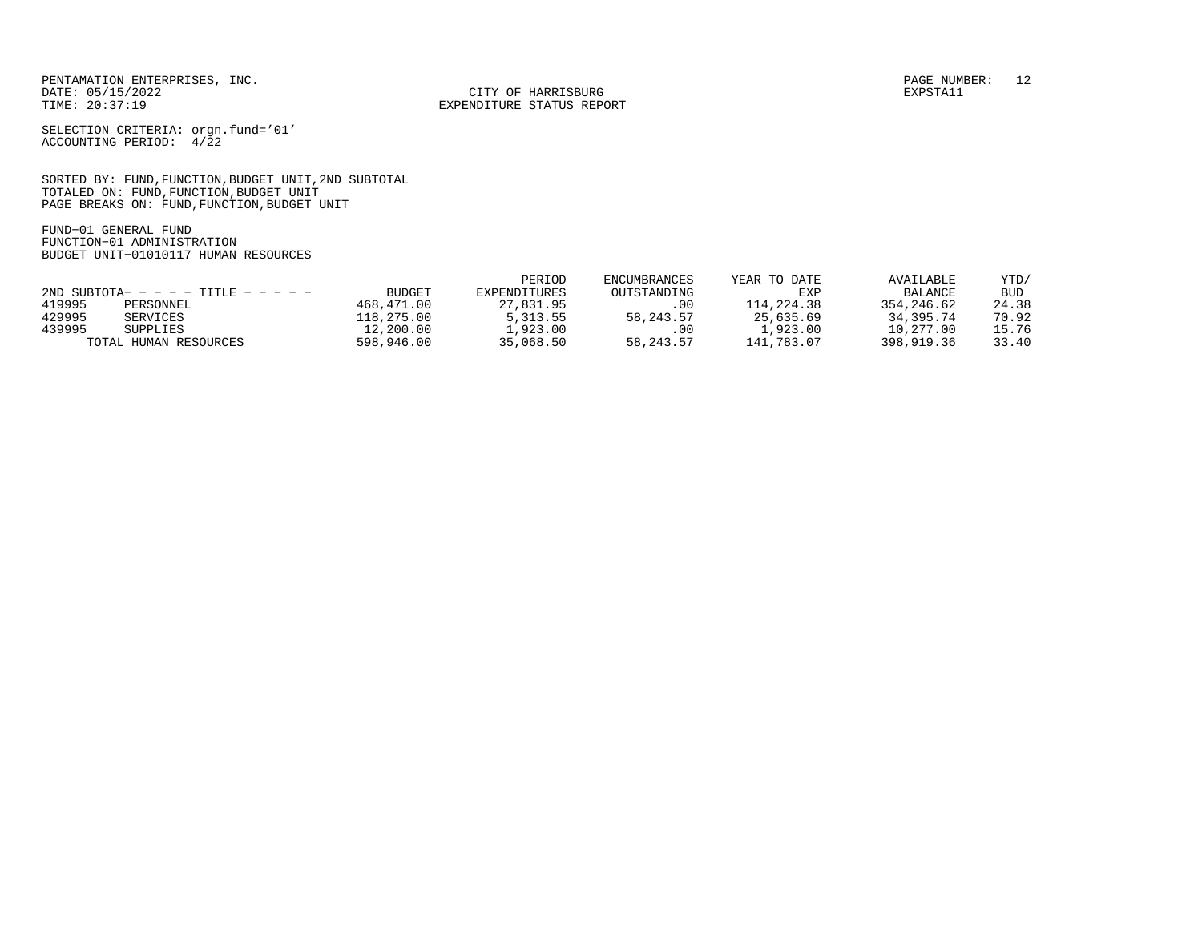PENTAMATION ENTERPRISES, INC.
DATE: 05/15/2022
TIME: 20:37:19

CITY OF HARRISBURG
EXPENDITURE STATUS REPORT

EXPSTA11

SELECTION CRITERIA: orgn.fund='01'
ACCOUNTING PERIOD: 4/22

SORTED BY: FUND,FUNCTION,BUDGET UNIT,2ND SUBTOTAL
TOTALED ON: FUND,FUNCTION,BUDGET UNIT
PAGE BREAKS ON: FUND,FUNCTION,BUDGET UNIT

FUND-01 GENERAL FUND
FUNCTION-01 ADMINISTRATION
BUDGET UNIT-01010117 HUMAN RESOURCES

| 2ND SUBTOTA- - - - - TITLE - - - - - | | BUDGET | PERIOD EXPENDITURES | ENCUMBRANCES OUTSTANDING | YEAR TO DATE EXP | AVAILABLE BALANCE | YTD/ BUD |
|---|---|---|---|---|---|---|---|
| 419995 | PERSONNEL | 468,471.00 | 27,831.95 | .00 | 114,224.38 | 354,246.62 | 24.38 |
| 429995 | SERVICES | 118,275.00 | 5,313.55 | 58,243.57 | 25,635.69 | 34,395.74 | 70.92 |
| 439995 | SUPPLIES | 12,200.00 | 1,923.00 | .00 | 1,923.00 | 10,277.00 | 15.76 |
| | TOTAL HUMAN RESOURCES | 598,946.00 | 35,068.50 | 58,243.57 | 141,783.07 | 398,919.36 | 33.40 |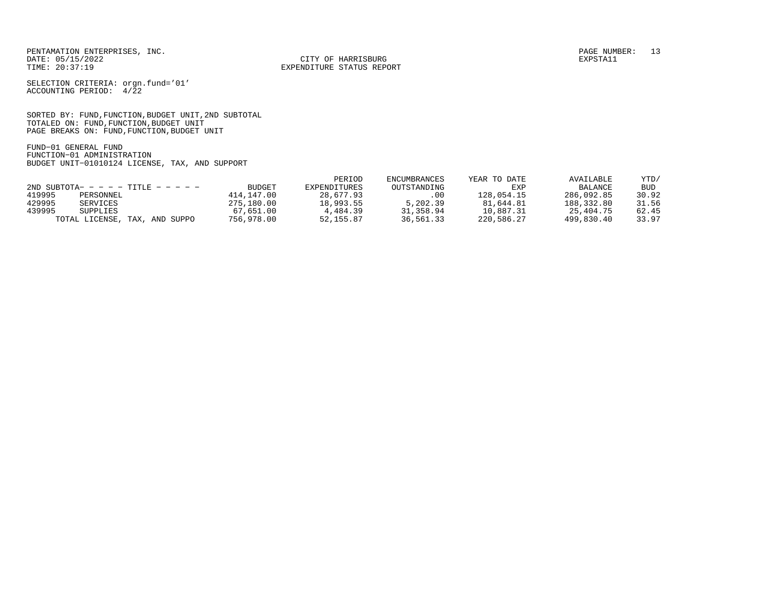PENTAMATION ENTERPRISES, INC.
DATE: 05/15/2022
TIME: 20:37:19

CITY OF HARRISBURG
EXPENDITURE STATUS REPORT

EXPSTA11

SELECTION CRITERIA: orgn.fund='01'
ACCOUNTING PERIOD: 4/22

SORTED BY: FUND,FUNCTION,BUDGET UNIT,2ND SUBTOTAL
TOTALED ON: FUND,FUNCTION,BUDGET UNIT
PAGE BREAKS ON: FUND,FUNCTION,BUDGET UNIT

FUND-01 GENERAL FUND
FUNCTION-01 ADMINISTRATION
BUDGET UNIT-01010124 LICENSE, TAX, AND SUPPORT

| 2ND SUBTOTA- - - - - | TITLE - - - - - | BUDGET | PERIOD EXPENDITURES | ENCUMBRANCES OUTSTANDING | YEAR TO DATE EXP | AVAILABLE BALANCE | YTD/ BUD |
|---|---|---|---|---|---|---|---|
| 419995 | PERSONNEL | 414,147.00 | 28,677.93 | .00 | 128,054.15 | 286,092.85 | 30.92 |
| 429995 | SERVICES | 275,180.00 | 18,993.55 | 5,202.39 | 81,644.81 | 188,332.80 | 31.56 |
| 439995 | SUPPLIES | 67,651.00 | 4,484.39 | 31,358.94 | 10,887.31 | 25,404.75 | 62.45 |
| | TOTAL LICENSE, TAX, AND SUPPO | 756,978.00 | 52,155.87 | 36,561.33 | 220,586.27 | 499,830.40 | 33.97 |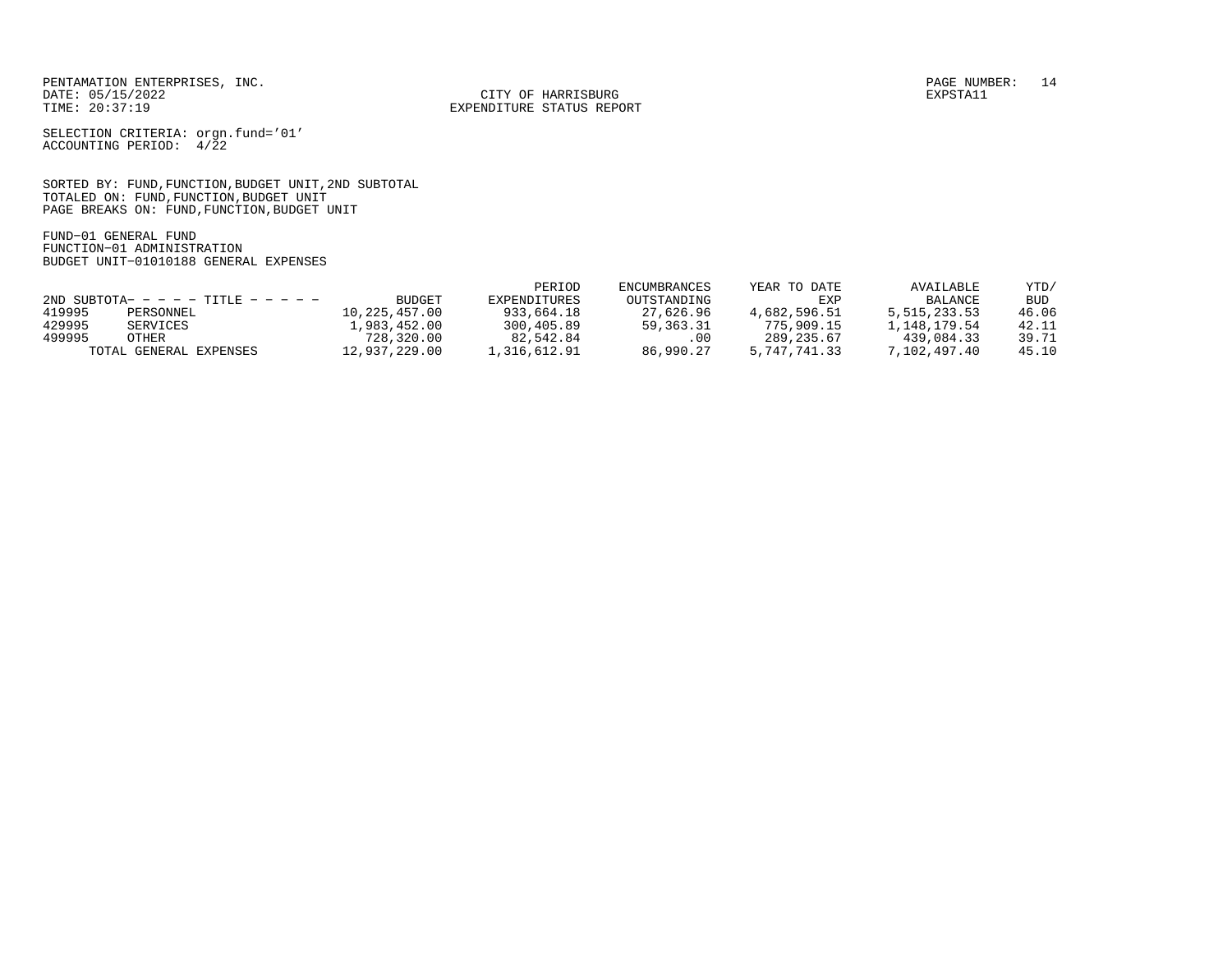PENTAMATION ENTERPRISES, INC.
DATE: 05/15/2022
TIME: 20:37:19

CITY OF HARRISBURG
EXPENDITURE STATUS REPORT

PAGE NUMBER: 14
EXPSTA11

SELECTION CRITERIA: orgn.fund='01'
ACCOUNTING PERIOD: 4/22

SORTED BY: FUND,FUNCTION,BUDGET UNIT,2ND SUBTOTAL
TOTALED ON: FUND,FUNCTION,BUDGET UNIT
PAGE BREAKS ON: FUND,FUNCTION,BUDGET UNIT

FUND-01 GENERAL FUND
FUNCTION-01 ADMINISTRATION
BUDGET UNIT-01010188 GENERAL EXPENSES

| 2ND SUBTOTA- | - - - - TITLE - - - - - | BUDGET | PERIOD EXPENDITURES | ENCUMBRANCES OUTSTANDING | YEAR TO DATE EXP | AVAILABLE BALANCE | YTD/ BUD |
|---|---|---|---|---|---|---|---|
| 419995 | PERSONNEL | 10,225,457.00 | 933,664.18 | 27,626.96 | 4,682,596.51 | 5,515,233.53 | 46.06 |
| 429995 | SERVICES | 1,983,452.00 | 300,405.89 | 59,363.31 | 775,909.15 | 1,148,179.54 | 42.11 |
| 499995 | OTHER | 728,320.00 | 82,542.84 | .00 | 289,235.67 | 439,084.33 | 39.71 |
| | TOTAL GENERAL EXPENSES | 12,937,229.00 | 1,316,612.91 | 86,990.27 | 5,747,741.33 | 7,102,497.40 | 45.10 |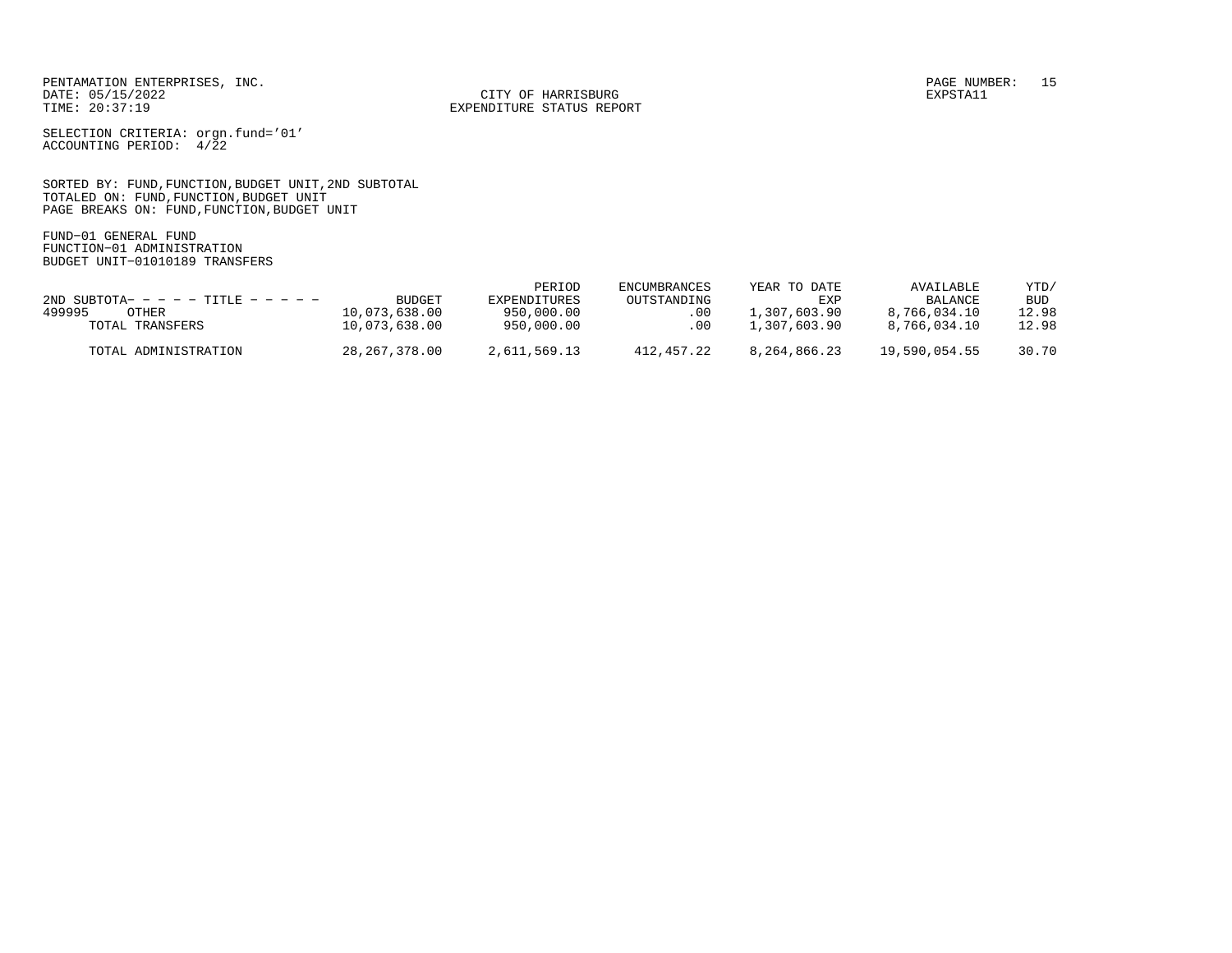PENTAMATION ENTERPRISES, INC.
DATE: 05/15/2022
TIME: 20:37:19

CITY OF HARRISBURG
EXPENDITURE STATUS REPORT

PAGE NUMBER: 15
EXPSTA11

SELECTION CRITERIA: orgn.fund='01'
ACCOUNTING PERIOD: 4/22

SORTED BY: FUND,FUNCTION,BUDGET UNIT,2ND SUBTOTAL
TOTALED ON: FUND,FUNCTION,BUDGET UNIT
PAGE BREAKS ON: FUND,FUNCTION,BUDGET UNIT

FUND-01 GENERAL FUND
FUNCTION-01 ADMINISTRATION
BUDGET UNIT-01010189 TRANSFERS

| 2ND SUBTOTA- - - - - TITLE - - - - - | BUDGET | PERIOD EXPENDITURES | ENCUMBRANCES OUTSTANDING | YEAR TO DATE EXP | AVAILABLE BALANCE | YTD/ BUD |
|---|---|---|---|---|---|---|
| 499995 OTHER | 10,073,638.00 | 950,000.00 | .00 | 1,307,603.90 | 8,766,034.10 | 12.98 |
| TOTAL TRANSFERS | 10,073,638.00 | 950,000.00 | .00 | 1,307,603.90 | 8,766,034.10 | 12.98 |
| TOTAL ADMINISTRATION | 28,267,378.00 | 2,611,569.13 | 412,457.22 | 8,264,866.23 | 19,590,054.55 | 30.70 |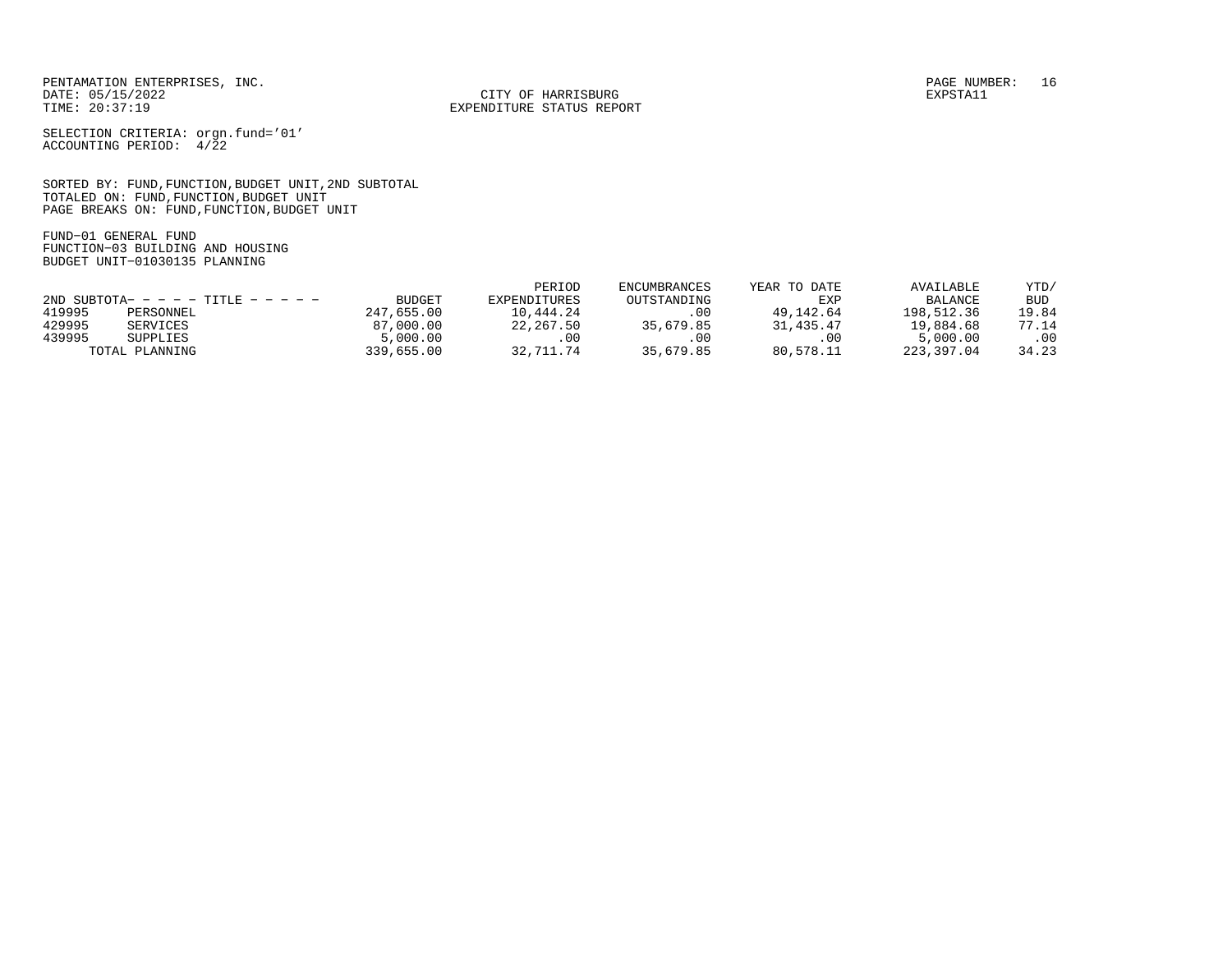PENTAMATION ENTERPRISES, INC.
DATE: 05/15/2022
TIME: 20:37:19

CITY OF HARRISBURG
EXPENDITURE STATUS REPORT

EXPSTA11

SELECTION CRITERIA: orgn.fund='01'
ACCOUNTING PERIOD: 4/22

SORTED BY: FUND,FUNCTION,BUDGET UNIT,2ND SUBTOTAL
TOTALED ON: FUND,FUNCTION,BUDGET UNIT
PAGE BREAKS ON: FUND,FUNCTION,BUDGET UNIT

FUND-01 GENERAL FUND
FUNCTION-03 BUILDING AND HOUSING
BUDGET UNIT-01030135 PLANNING

| 2ND SUBTOTA- | - - - - TITLE - - - - - | BUDGET | PERIOD EXPENDITURES | ENCUMBRANCES OUTSTANDING | YEAR TO DATE EXP | AVAILABLE BALANCE | YTD/ BUD |
|---|---|---|---|---|---|---|---|
| 419995 | PERSONNEL | 247,655.00 | 10,444.24 | .00 | 49,142.64 | 198,512.36 | 19.84 |
| 429995 | SERVICES | 87,000.00 | 22,267.50 | 35,679.85 | 31,435.47 | 19,884.68 | 77.14 |
| 439995 | SUPPLIES | 5,000.00 | .00 | .00 | .00 | 5,000.00 | .00 |
| | TOTAL PLANNING | 339,655.00 | 32,711.74 | 35,679.85 | 80,578.11 | 223,397.04 | 34.23 |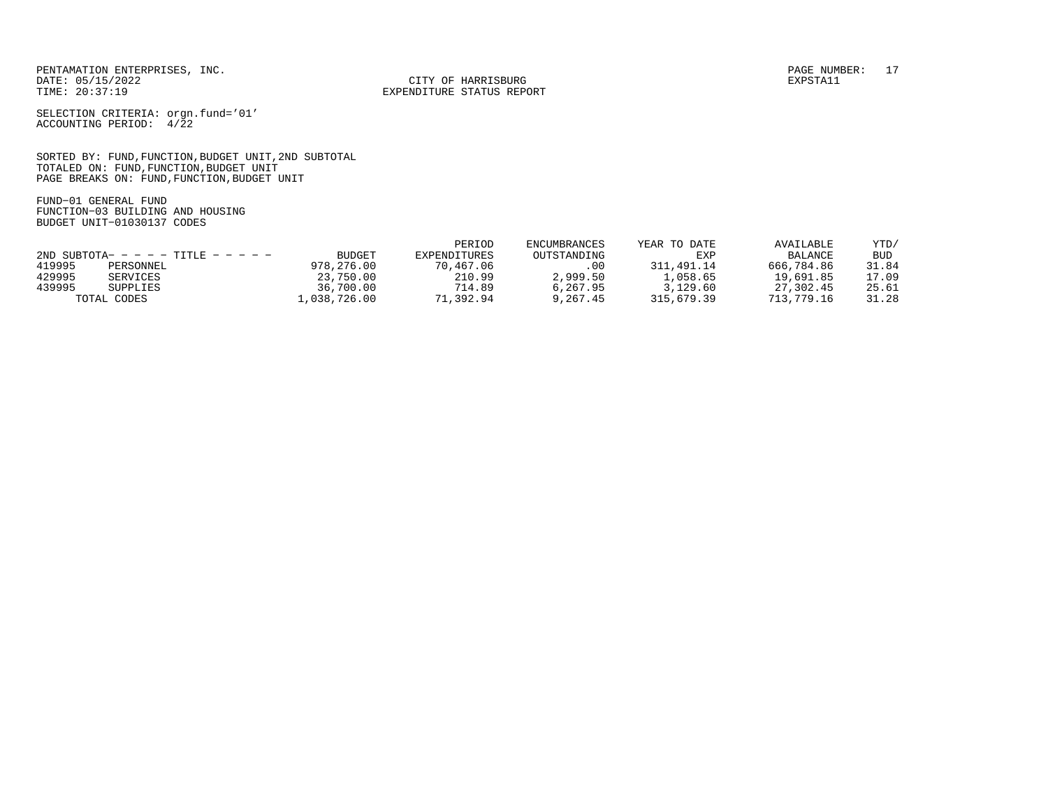PENTAMATION ENTERPRISES, INC.
DATE: 05/15/2022
TIME: 20:37:19

CITY OF HARRISBURG
EXPENDITURE STATUS REPORT

PAGE NUMBER: 17
EXPSTA11

SELECTION CRITERIA: orgn.fund='01'
ACCOUNTING PERIOD: 4/22

SORTED BY: FUND,FUNCTION,BUDGET UNIT,2ND SUBTOTAL
TOTALED ON: FUND,FUNCTION,BUDGET UNIT
PAGE BREAKS ON: FUND,FUNCTION,BUDGET UNIT

FUND-01 GENERAL FUND
FUNCTION-03 BUILDING AND HOUSING
BUDGET UNIT-01030137 CODES

| 2ND SUBTOTA- - - - - TITLE - - - - - | | BUDGET | PERIOD EXPENDITURES | ENCUMBRANCES OUTSTANDING | YEAR TO DATE EXP | AVAILABLE BALANCE | YTD/ BUD |
|---|---|---|---|---|---|---|---|
| 419995 | PERSONNEL | 978,276.00 | 70,467.06 | .00 | 311,491.14 | 666,784.86 | 31.84 |
| 429995 | SERVICES | 23,750.00 | 210.99 | 2,999.50 | 1,058.65 | 19,691.85 | 17.09 |
| 439995 | SUPPLIES | 36,700.00 | 714.89 | 6,267.95 | 3,129.60 | 27,302.45 | 25.61 |
| TOTAL CODES | | 1,038,726.00 | 71,392.94 | 9,267.45 | 315,679.39 | 713,779.16 | 31.28 |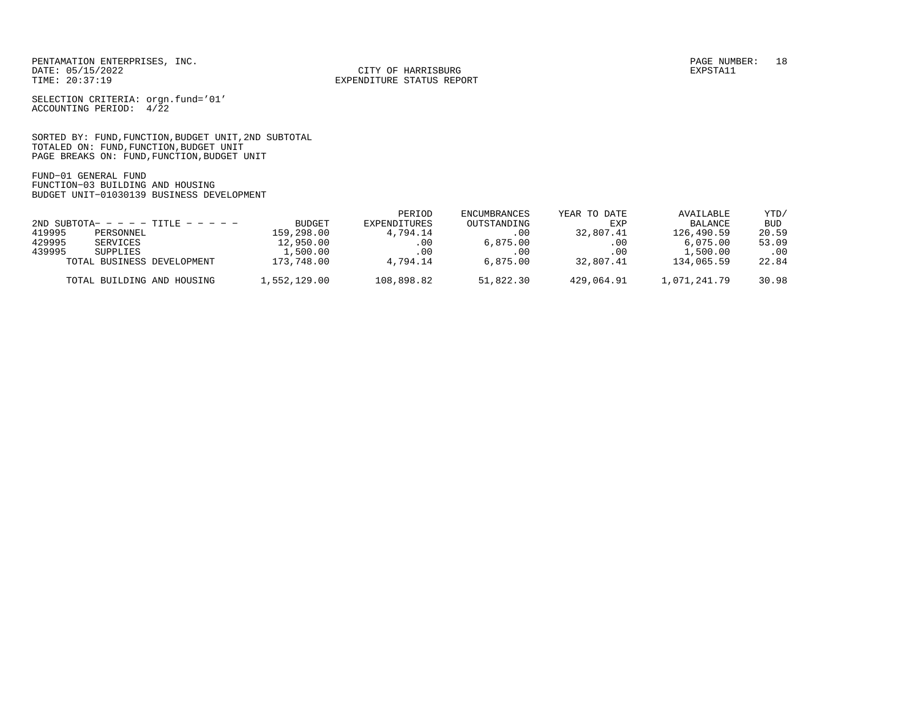PENTAMATION ENTERPRISES, INC.
DATE: 05/15/2022
TIME: 20:37:19

CITY OF HARRISBURG
EXPENDITURE STATUS REPORT

PAGE NUMBER: 18
EXPSTA11

SELECTION CRITERIA: orgn.fund='01'
ACCOUNTING PERIOD: 4/22

SORTED BY: FUND,FUNCTION,BUDGET UNIT,2ND SUBTOTAL
TOTALED ON: FUND,FUNCTION,BUDGET UNIT
PAGE BREAKS ON: FUND,FUNCTION,BUDGET UNIT

FUND-01 GENERAL FUND
FUNCTION-03 BUILDING AND HOUSING
BUDGET UNIT-01030139 BUSINESS DEVELOPMENT

| 2ND SUBTOTA- - - - - TITLE - - - - - | | BUDGET | PERIOD EXPENDITURES | ENCUMBRANCES OUTSTANDING | YEAR TO DATE EXP | AVAILABLE BALANCE | YTD/ BUD |
|---|---|---|---|---|---|---|---|
| 419995 | PERSONNEL | 159,298.00 | 4,794.14 | .00 | 32,807.41 | 126,490.59 | 20.59 |
| 429995 | SERVICES | 12,950.00 | .00 | 6,875.00 | .00 | 6,075.00 | 53.09 |
| 439995 | SUPPLIES | 1,500.00 | .00 | .00 | .00 | 1,500.00 | .00 |
| | TOTAL BUSINESS DEVELOPMENT | 173,748.00 | 4,794.14 | 6,875.00 | 32,807.41 | 134,065.59 | 22.84 |
| | TOTAL BUILDING AND HOUSING | 1,552,129.00 | 108,898.82 | 51,822.30 | 429,064.91 | 1,071,241.79 | 30.98 |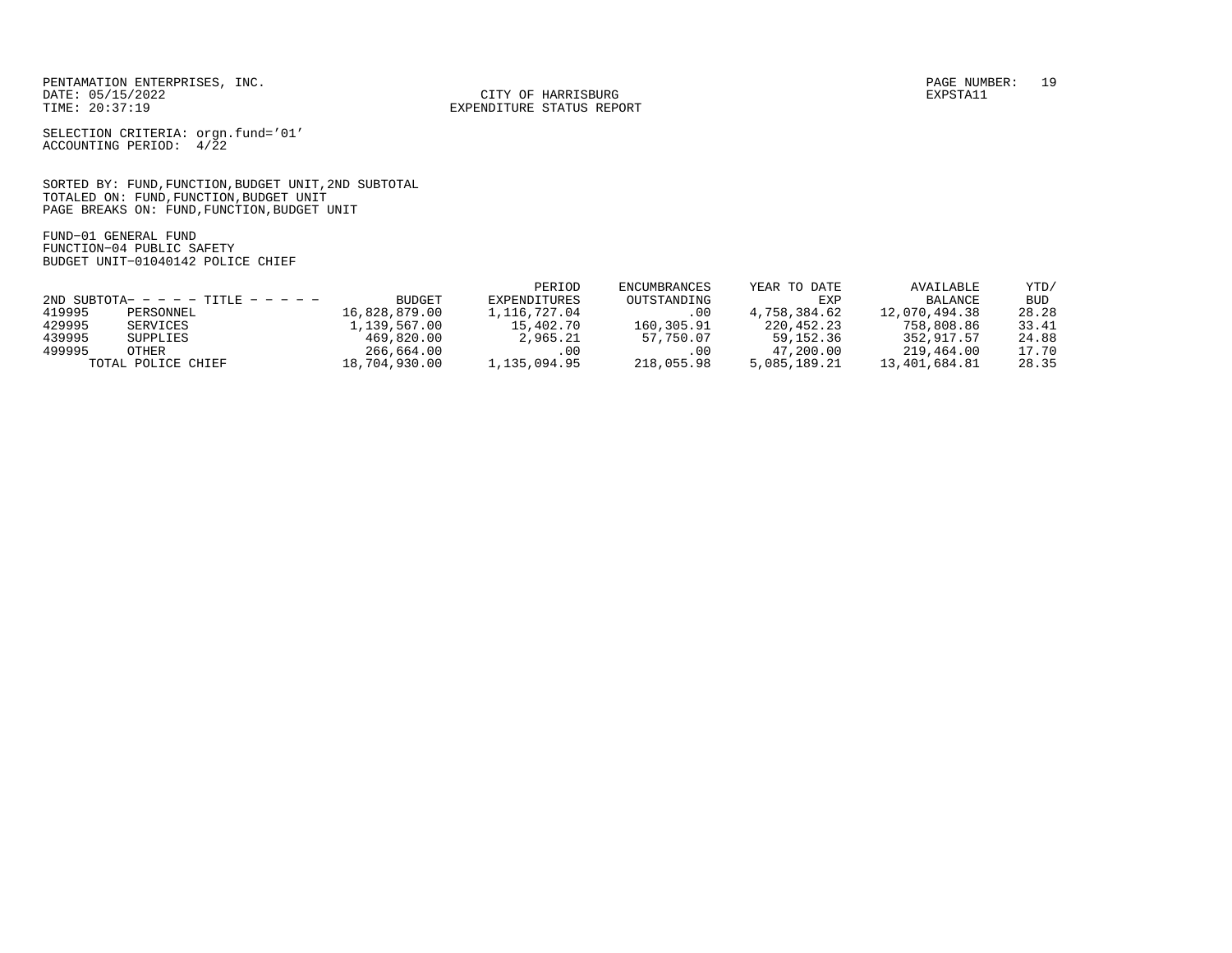PENTAMATION ENTERPRISES, INC.
DATE: 05/15/2022
TIME: 20:37:19

CITY OF HARRISBURG
EXPENDITURE STATUS REPORT

PAGE NUMBER: 19
EXPSTA11

SELECTION CRITERIA: orgn.fund='01'
ACCOUNTING PERIOD: 4/22

SORTED BY: FUND,FUNCTION,BUDGET UNIT,2ND SUBTOTAL
TOTALED ON: FUND,FUNCTION,BUDGET UNIT
PAGE BREAKS ON: FUND,FUNCTION,BUDGET UNIT

FUND-01 GENERAL FUND
FUNCTION-04 PUBLIC SAFETY
BUDGET UNIT-01040142 POLICE CHIEF

| 2ND SUBTOTA- - - - - TITLE - - - - - | | BUDGET | PERIOD EXPENDITURES | ENCUMBRANCES OUTSTANDING | YEAR TO DATE EXP | AVAILABLE BALANCE | YTD/ BUD |
|---|---|---|---|---|---|---|---|
| 419995 | PERSONNEL | 16,828,879.00 | 1,116,727.04 | .00 | 4,758,384.62 | 12,070,494.38 | 28.28 |
| 429995 | SERVICES | 1,139,567.00 | 15,402.70 | 160,305.91 | 220,452.23 | 758,808.86 | 33.41 |
| 439995 | SUPPLIES | 469,820.00 | 2,965.21 | 57,750.07 | 59,152.36 | 352,917.57 | 24.88 |
| 499995 | OTHER | 266,664.00 | .00 | .00 | 47,200.00 | 219,464.00 | 17.70 |
| | TOTAL POLICE CHIEF | 18,704,930.00 | 1,135,094.95 | 218,055.98 | 5,085,189.21 | 13,401,684.81 | 28.35 |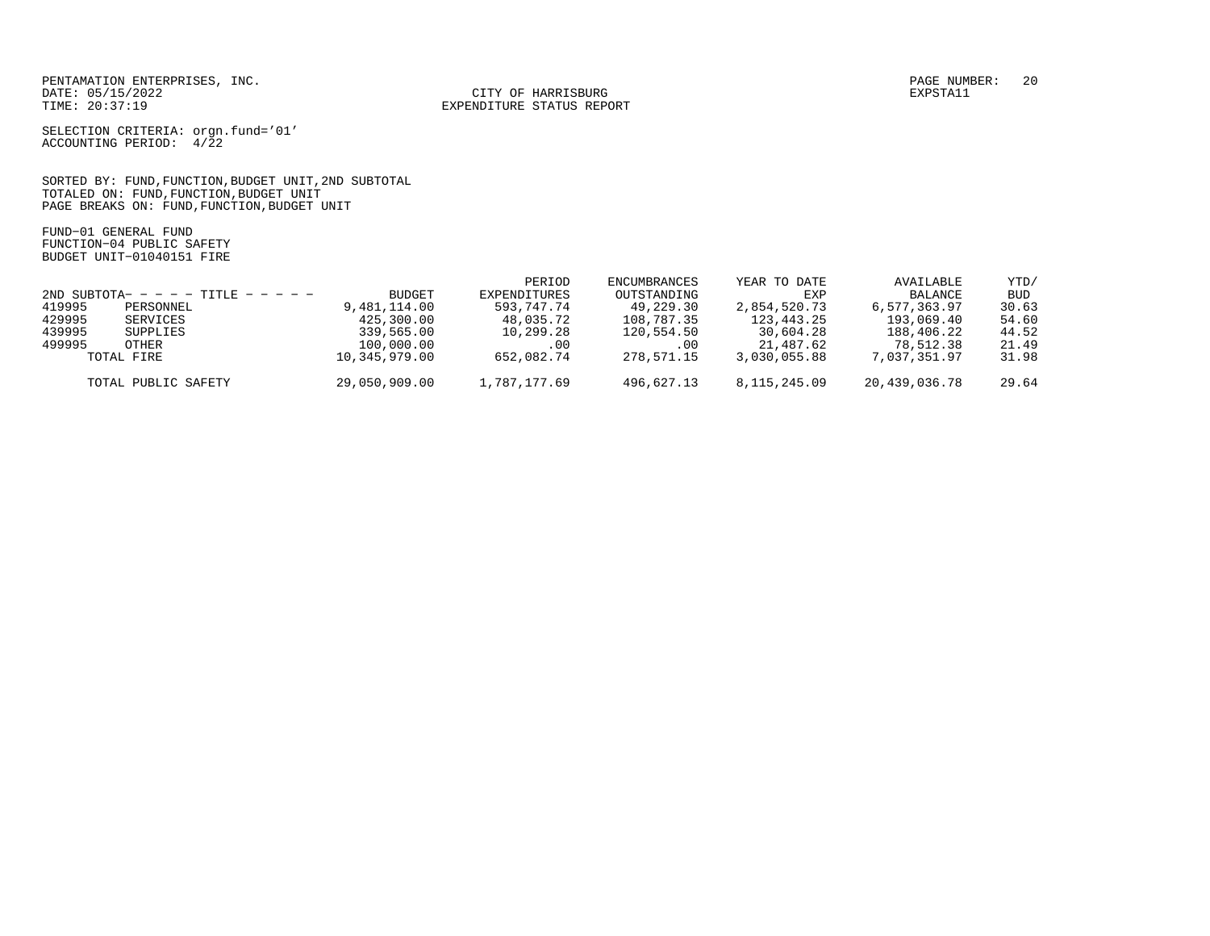PENTAMATION ENTERPRISES, INC.
DATE: 05/15/2022
TIME: 20:37:19

CITY OF HARRISBURG
EXPENDITURE STATUS REPORT

EXPSTA11

SELECTION CRITERIA: orgn.fund='01'
ACCOUNTING PERIOD: 4/22

SORTED BY: FUND,FUNCTION,BUDGET UNIT,2ND SUBTOTAL
TOTALED ON: FUND,FUNCTION,BUDGET UNIT
PAGE BREAKS ON: FUND,FUNCTION,BUDGET UNIT

FUND-01 GENERAL FUND
FUNCTION-04 PUBLIC SAFETY
BUDGET UNIT-01040151 FIRE

| 2ND SUBTOTA- | - - - - TITLE - - - - - | BUDGET | PERIOD EXPENDITURES | ENCUMBRANCES OUTSTANDING | YEAR TO DATE EXP | AVAILABLE BALANCE | YTD/ BUD |
|---|---|---|---|---|---|---|---|
| 419995 | PERSONNEL | 9,481,114.00 | 593,747.74 | 49,229.30 | 2,854,520.73 | 6,577,363.97 | 30.63 |
| 429995 | SERVICES | 425,300.00 | 48,035.72 | 108,787.35 | 123,443.25 | 193,069.40 | 54.60 |
| 439995 | SUPPLIES | 339,565.00 | 10,299.28 | 120,554.50 | 30,604.28 | 188,406.22 | 44.52 |
| 499995 | OTHER | 100,000.00 | .00 | .00 | 21,487.62 | 78,512.38 | 21.49 |
| | TOTAL FIRE | 10,345,979.00 | 652,082.74 | 278,571.15 | 3,030,055.88 | 7,037,351.97 | 31.98 |
| | TOTAL PUBLIC SAFETY | 29,050,909.00 | 1,787,177.69 | 496,627.13 | 8,115,245.09 | 20,439,036.78 | 29.64 |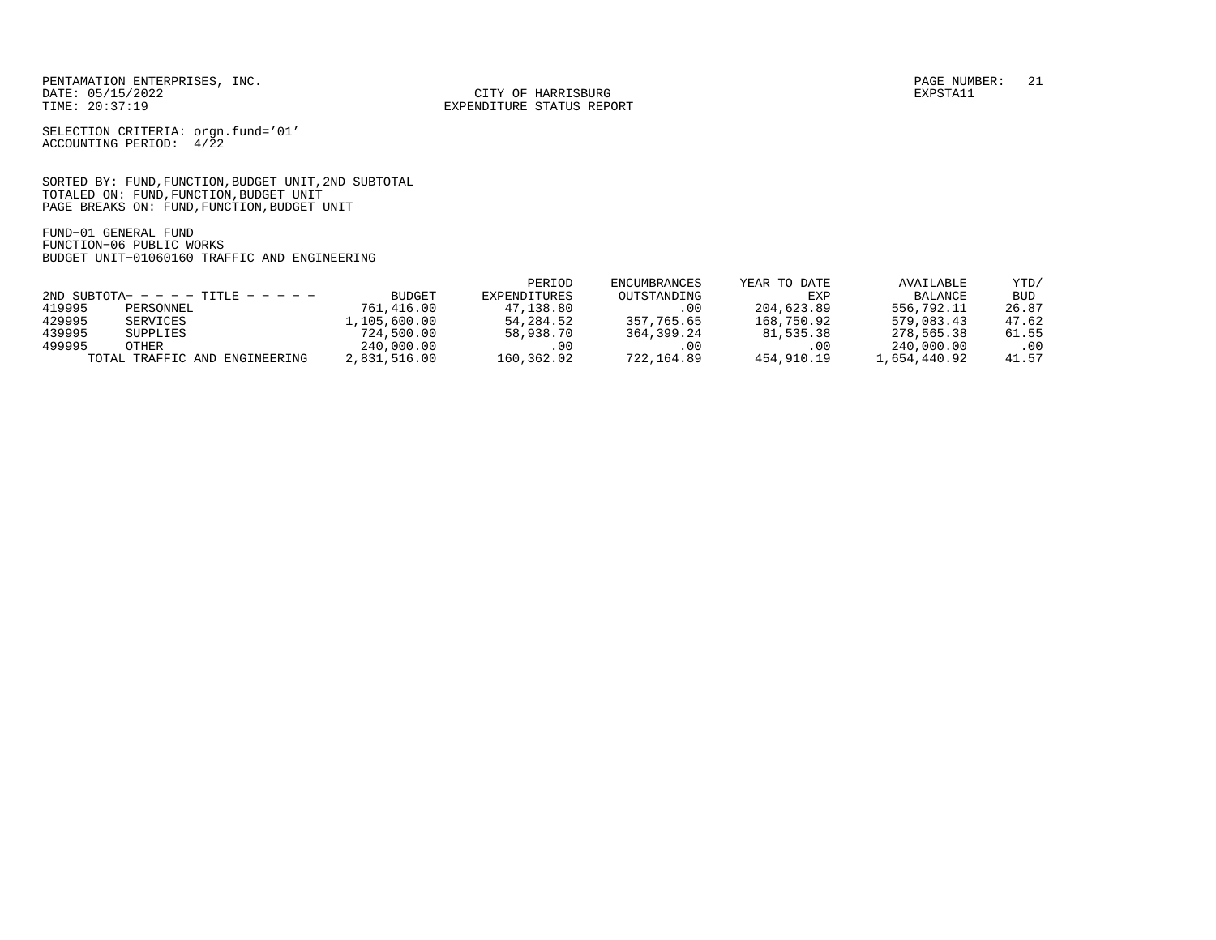PENTAMATION ENTERPRISES, INC.
DATE: 05/15/2022
TIME: 20:37:19

CITY OF HARRISBURG
EXPENDITURE STATUS REPORT

PAGE NUMBER: 21
EXPSTA11

SELECTION CRITERIA: orgn.fund='01'
ACCOUNTING PERIOD: 4/22

SORTED BY: FUND,FUNCTION,BUDGET UNIT,2ND SUBTOTAL
TOTALED ON: FUND,FUNCTION,BUDGET UNIT
PAGE BREAKS ON: FUND,FUNCTION,BUDGET UNIT

FUND−01 GENERAL FUND
FUNCTION−06 PUBLIC WORKS
BUDGET UNIT−01060160 TRAFFIC AND ENGINEERING

| 2ND SUBTOTA− | − − − − TITLE − − − − − | BUDGET | PERIOD EXPENDITURES | ENCUMBRANCES OUTSTANDING | YEAR TO DATE EXP | AVAILABLE BALANCE | YTD/ BUD |
|---|---|---|---|---|---|---|---|
| 419995 | PERSONNEL | 761,416.00 | 47,138.80 | .00 | 204,623.89 | 556,792.11 | 26.87 |
| 429995 | SERVICES | 1,105,600.00 | 54,284.52 | 357,765.65 | 168,750.92 | 579,083.43 | 47.62 |
| 439995 | SUPPLIES | 724,500.00 | 58,938.70 | 364,399.24 | 81,535.38 | 278,565.38 | 61.55 |
| 499995 | OTHER | 240,000.00 | .00 | .00 | .00 | 240,000.00 | .00 |
| | TOTAL TRAFFIC AND ENGINEERING | 2,831,516.00 | 160,362.02 | 722,164.89 | 454,910.19 | 1,654,440.92 | 41.57 |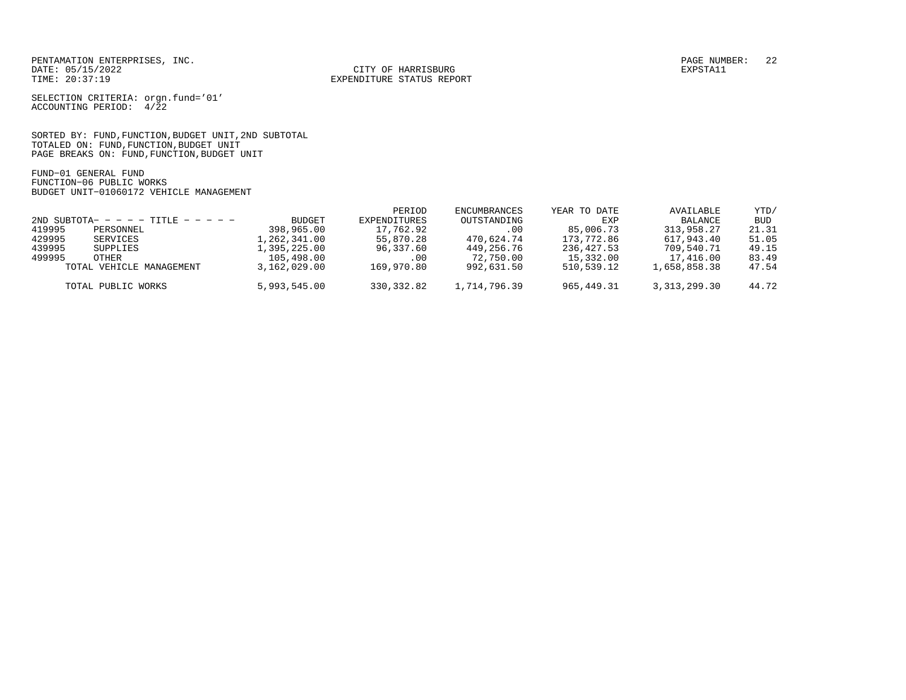PENTAMATION ENTERPRISES, INC.
DATE: 05/15/2022
TIME: 20:37:19

CITY OF HARRISBURG
EXPENDITURE STATUS REPORT

PAGE NUMBER: 22
EXPSTA11

SELECTION CRITERIA: orgn.fund='01'
ACCOUNTING PERIOD: 4/22

SORTED BY: FUND,FUNCTION,BUDGET UNIT,2ND SUBTOTAL
TOTALED ON: FUND,FUNCTION,BUDGET UNIT
PAGE BREAKS ON: FUND,FUNCTION,BUDGET UNIT

FUND-01 GENERAL FUND
FUNCTION-06 PUBLIC WORKS
BUDGET UNIT-01060172 VEHICLE MANAGEMENT

| 2ND SUBTOTA- - - - - TITLE - - - - - | | BUDGET | PERIOD EXPENDITURES | ENCUMBRANCES OUTSTANDING | YEAR TO DATE EXP | AVAILABLE BALANCE | YTD/ BUD |
|---|---|---|---|---|---|---|---|
| 419995 | PERSONNEL | 398,965.00 | 17,762.92 | .00 | 85,006.73 | 313,958.27 | 21.31 |
| 429995 | SERVICES | 1,262,341.00 | 55,870.28 | 470,624.74 | 173,772.86 | 617,943.40 | 51.05 |
| 439995 | SUPPLIES | 1,395,225.00 | 96,337.60 | 449,256.76 | 236,427.53 | 709,540.71 | 49.15 |
| 499995 | OTHER | 105,498.00 | .00 | 72,750.00 | 15,332.00 | 17,416.00 | 83.49 |
| | TOTAL VEHICLE MANAGEMENT | 3,162,029.00 | 169,970.80 | 992,631.50 | 510,539.12 | 1,658,858.38 | 47.54 |
| | TOTAL PUBLIC WORKS | 5,993,545.00 | 330,332.82 | 1,714,796.39 | 965,449.31 | 3,313,299.30 | 44.72 |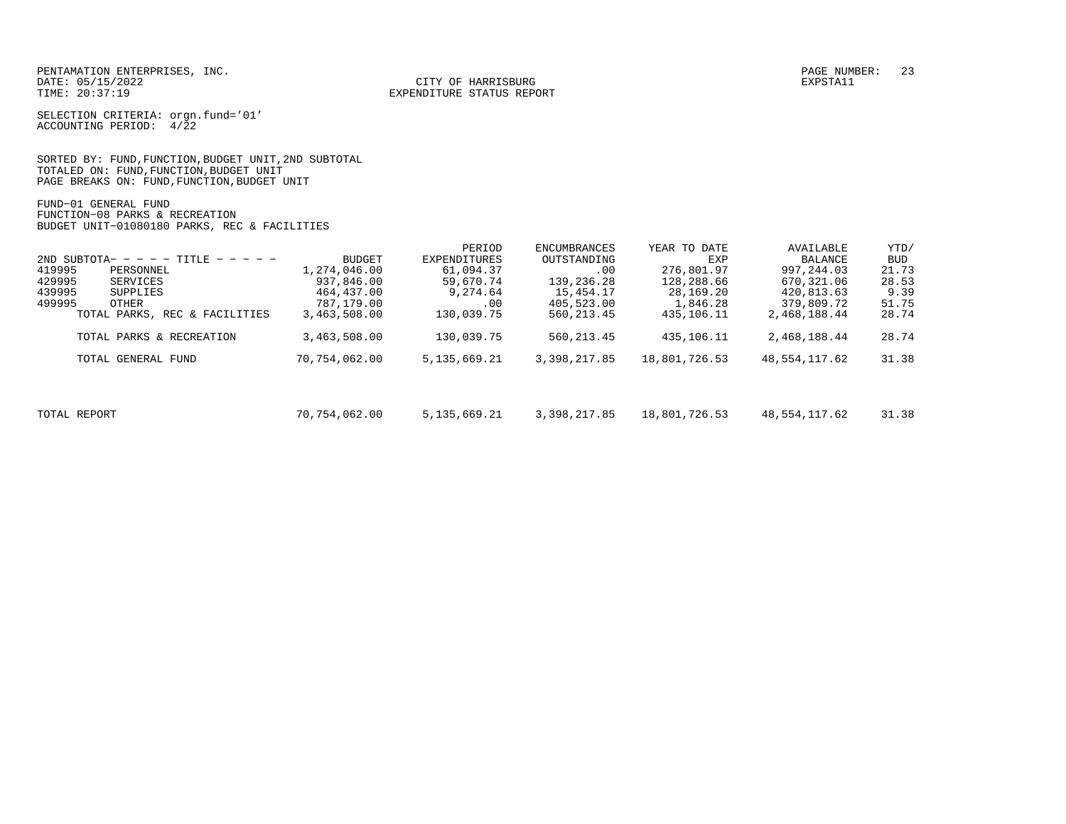PENTAMATION ENTERPRISES, INC.
DATE: 05/15/2022
TIME: 20:37:19

CITY OF HARRISBURG
EXPENDITURE STATUS REPORT

PAGE NUMBER: 23
EXPSTA11

SELECTION CRITERIA: orgn.fund='01'
ACCOUNTING PERIOD: 4/22

SORTED BY: FUND,FUNCTION,BUDGET UNIT,2ND SUBTOTAL
TOTALED ON: FUND,FUNCTION,BUDGET UNIT
PAGE BREAKS ON: FUND,FUNCTION,BUDGET UNIT

FUND-01 GENERAL FUND
FUNCTION-08 PARKS & RECREATION
BUDGET UNIT-01080180 PARKS, REC & FACILITIES

| 2ND SUBTOTAL | TITLE | BUDGET | PERIOD EXPENDITURES | ENCUMBRANCES OUTSTANDING | YEAR TO DATE EXP | AVAILABLE BALANCE | YTD/ BUD |
|---|---|---|---|---|---|---|---|
| 419995 | PERSONNEL | 1,274,046.00 | 61,094.37 | .00 | 276,801.97 | 997,244.03 | 21.73 |
| 429995 | SERVICES | 937,846.00 | 59,670.74 | 139,236.28 | 128,288.66 | 670,321.06 | 28.53 |
| 439995 | SUPPLIES | 464,437.00 | 9,274.64 | 15,454.17 | 28,169.20 | 420,813.63 | 9.39 |
| 499995 | OTHER | 787,179.00 | .00 | 405,523.00 | 1,846.28 | 379,809.72 | 51.75 |
| | TOTAL PARKS, REC & FACILITIES | 3,463,508.00 | 130,039.75 | 560,213.45 | 435,106.11 | 2,468,188.44 | 28.74 |
| | TOTAL PARKS & RECREATION | 3,463,508.00 | 130,039.75 | 560,213.45 | 435,106.11 | 2,468,188.44 | 28.74 |
| | TOTAL GENERAL FUND | 70,754,062.00 | 5,135,669.21 | 3,398,217.85 | 18,801,726.53 | 48,554,117.62 | 31.38 |
| TOTAL REPORT | | 70,754,062.00 | 5,135,669.21 | 3,398,217.85 | 18,801,726.53 | 48,554,117.62 | 31.38 |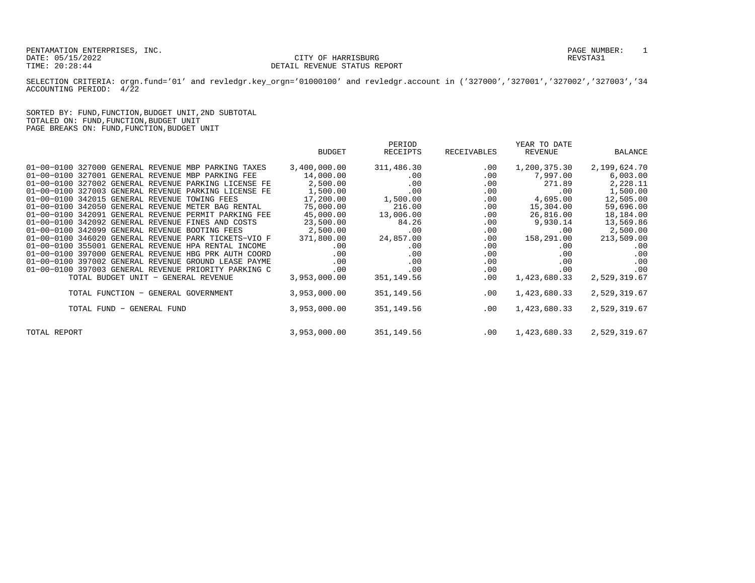PENTAMATION ENTERPRISES, INC.
DATE: 05/15/2022
TIME: 20:28:44

CITY OF HARRISBURG
DETAIL REVENUE STATUS REPORT

PAGE NUMBER: 1
REVSTA31

SELECTION CRITERIA: orgn.fund='01' and revledgr.key_orgn='01000100' and revledgr.account in ('327000','327001','327002','327003','34
ACCOUNTING PERIOD: 4/22

SORTED BY: FUND,FUNCTION,BUDGET UNIT,2ND SUBTOTAL
TOTALED ON: FUND,FUNCTION,BUDGET UNIT
PAGE BREAKS ON: FUND,FUNCTION,BUDGET UNIT

| | BUDGET | PERIOD RECEIPTS | RECEIVABLES | YEAR TO DATE REVENUE | BALANCE |
|---|---|---|---|---|---|
| 01-00-0100 327000 GENERAL REVENUE MBP PARKING TAXES | 3,400,000.00 | 311,486.30 | .00 | 1,200,375.30 | 2,199,624.70 |
| 01-00-0100 327001 GENERAL REVENUE MBP PARKING FEE | 14,000.00 | .00 | .00 | 7,997.00 | 6,003.00 |
| 01-00-0100 327002 GENERAL REVENUE PARKING LICENSE FE | 2,500.00 | .00 | .00 | 271.89 | 2,228.11 |
| 01-00-0100 327003 GENERAL REVENUE PARKING LICENSE FE | 1,500.00 | .00 | .00 | .00 | 1,500.00 |
| 01-00-0100 342015 GENERAL REVENUE TOWING FEES | 17,200.00 | 1,500.00 | .00 | 4,695.00 | 12,505.00 |
| 01-00-0100 342050 GENERAL REVENUE METER BAG RENTAL | 75,000.00 | 216.00 | .00 | 15,304.00 | 59,696.00 |
| 01-00-0100 342091 GENERAL REVENUE PERMIT PARKING FEE | 45,000.00 | 13,006.00 | .00 | 26,816.00 | 18,184.00 |
| 01-00-0100 342092 GENERAL REVENUE FINES AND COSTS | 23,500.00 | 84.26 | .00 | 9,930.14 | 13,569.86 |
| 01-00-0100 342099 GENERAL REVENUE BOOTING FEES | 2,500.00 | .00 | .00 | .00 | 2,500.00 |
| 01-00-0100 346020 GENERAL REVENUE PARK TICKETS-VIO F | 371,800.00 | 24,857.00 | .00 | 158,291.00 | 213,509.00 |
| 01-00-0100 355001 GENERAL REVENUE HPA RENTAL INCOME | .00 | .00 | .00 | .00 | .00 |
| 01-00-0100 397000 GENERAL REVENUE HBG PRK AUTH COORD | .00 | .00 | .00 | .00 | .00 |
| 01-00-0100 397002 GENERAL REVENUE GROUND LEASE PAYME | .00 | .00 | .00 | .00 | .00 |
| 01-00-0100 397003 GENERAL REVENUE PRIORITY PARKING C | .00 | .00 | .00 | .00 | .00 |
| TOTAL BUDGET UNIT - GENERAL REVENUE | 3,953,000.00 | 351,149.56 | .00 | 1,423,680.33 | 2,529,319.67 |
| TOTAL FUNCTION - GENERAL GOVERNMENT | 3,953,000.00 | 351,149.56 | .00 | 1,423,680.33 | 2,529,319.67 |
| TOTAL FUND - GENERAL FUND | 3,953,000.00 | 351,149.56 | .00 | 1,423,680.33 | 2,529,319.67 |
| TOTAL REPORT | 3,953,000.00 | 351,149.56 | .00 | 1,423,680.33 | 2,529,319.67 |